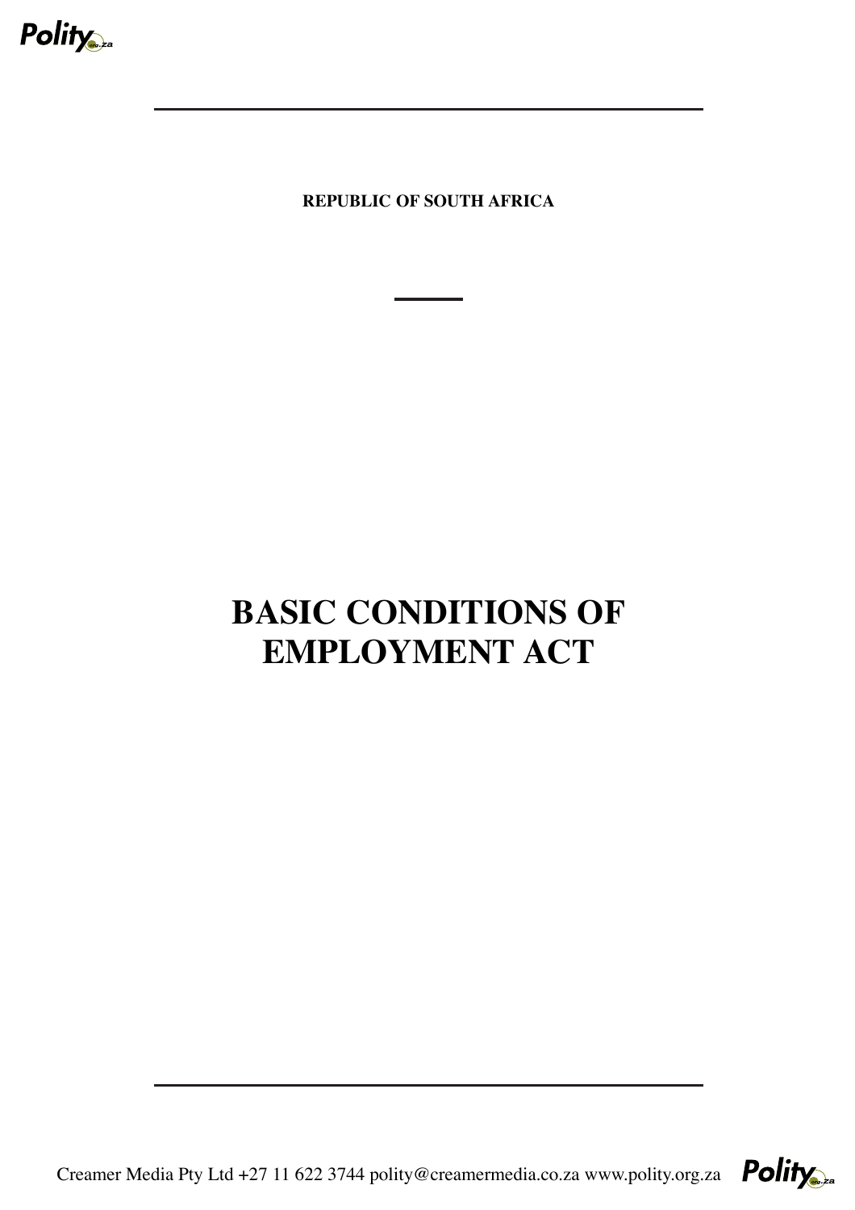**REPUBLIC OF SOUTH AFRICA**

# BASIC CONDITIONS OF EMPLOYMENT ACT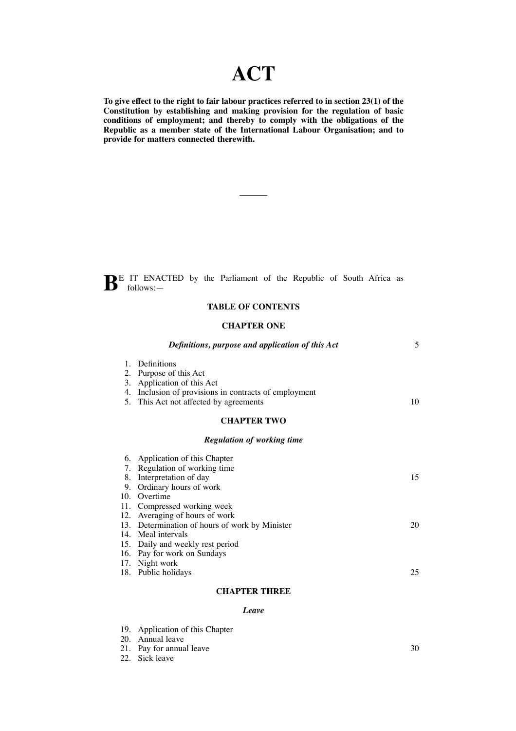# ACT

**To give effect to the right to fair labour practices referred to in section 23(1) of the Constitution by establishing and making provision for the regulation of basic conditions of employment; and thereby to comply with the obligations of the Republic as a member state of the International Labour Organisation; and to provide for matters connected therewith.**

---

**B**E IT ENACTED by the Parliament of the Republic of South Africa as follows:—

## TABLE OF CONTENTS

### CHAPTER ONE

***Definitions, purpose and application of this Act***

1. Definitions
2. Purpose of this Act
3. Application of this Act
4. Inclusion of provisions in contracts of employment
5. This Act not affected by agreements

### CHAPTER TWO

***Regulation of working time***

6. Application of this Chapter
7. Regulation of working time
8. Interpretation of day
9. Ordinary hours of work
10. Overtime
11. Compressed working week
12. Averaging of hours of work
13. Determination of hours of work by Minister
14. Meal intervals
15. Daily and weekly rest period
16. Pay for work on Sundays
17. Night work
18. Public holidays

### CHAPTER THREE

***Leave***

19. Application of this Chapter
20. Annual leave
21. Pay for annual leave
22. Sick leave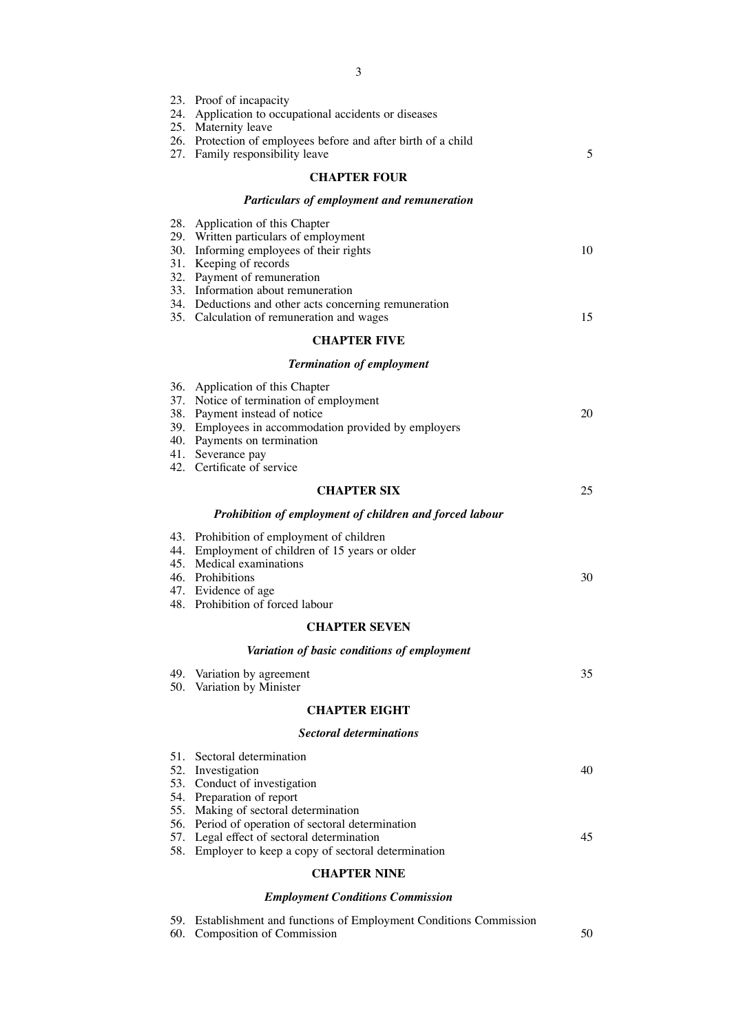23. Proof of incapacity
24. Application to occupational accidents or diseases
25. Maternity leave
26. Protection of employees before and after birth of a child
27. Family responsibility leave

## CHAPTER FOUR

### *Particulars of employment and remuneration*

28. Application of this Chapter
29. Written particulars of employment
30. Informing employees of their rights
31. Keeping of records
32. Payment of remuneration
33. Information about remuneration
34. Deductions and other acts concerning remuneration
35. Calculation of remuneration and wages

## CHAPTER FIVE

### *Termination of employment*

36. Application of this Chapter
37. Notice of termination of employment
38. Payment instead of notice
39. Employees in accommodation provided by employers
40. Payments on termination
41. Severance pay
42. Certificate of service

## CHAPTER SIX

### *Prohibition of employment of children and forced labour*

43. Prohibition of employment of children
44. Employment of children of 15 years or older
45. Medical examinations
46. Prohibitions
47. Evidence of age
48. Prohibition of forced labour

## CHAPTER SEVEN

### *Variation of basic conditions of employment*

49. Variation by agreement
50. Variation by Minister

## CHAPTER EIGHT

### *Sectoral determinations*

51. Sectoral determination
52. Investigation
53. Conduct of investigation
54. Preparation of report
55. Making of sectoral determination
56. Period of operation of sectoral determination
57. Legal effect of sectoral determination
58. Employer to keep a copy of sectoral determination

## CHAPTER NINE

### *Employment Conditions Commission*

59. Establishment and functions of Employment Conditions Commission
60. Composition of Commission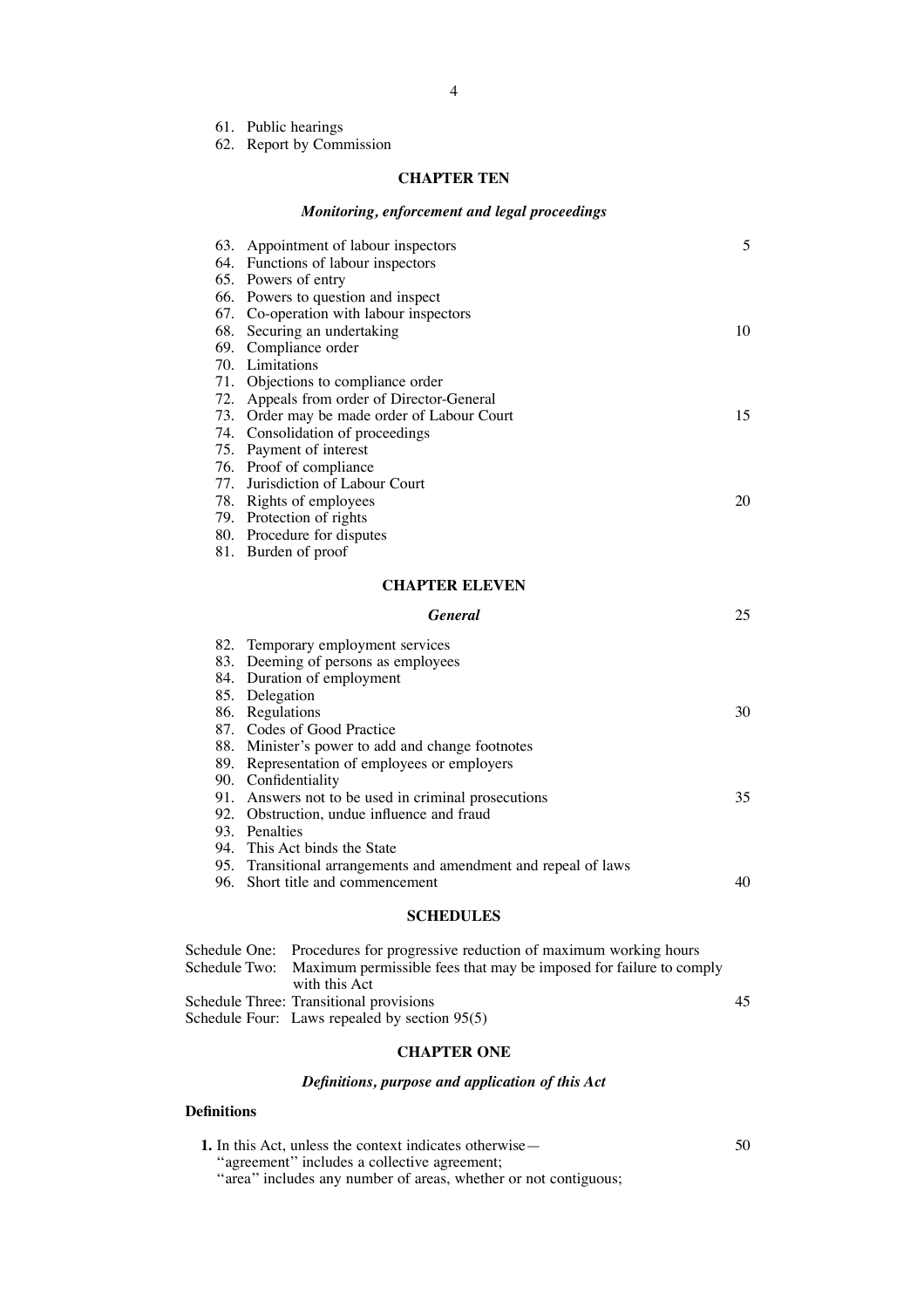61. Public hearings
62. Report by Commission

## CHAPTER TEN

### *Monitoring, enforcement and legal proceedings*

63. Appointment of labour inspectors
64. Functions of labour inspectors
65. Powers of entry
66. Powers to question and inspect
67. Co-operation with labour inspectors
68. Securing an undertaking
69. Compliance order
70. Limitations
71. Objections to compliance order
72. Appeals from order of Director-General
73. Order may be made order of Labour Court
74. Consolidation of proceedings
75. Payment of interest
76. Proof of compliance
77. Jurisdiction of Labour Court
78. Rights of employees
79. Protection of rights
80. Procedure for disputes
81. Burden of proof

## CHAPTER ELEVEN

### *General*

82. Temporary employment services
83. Deeming of persons as employees
84. Duration of employment
85. Delegation
86. Regulations
87. Codes of Good Practice
88. Minister's power to add and change footnotes
89. Representation of employees or employers
90. Confidentiality
91. Answers not to be used in criminal prosecutions
92. Obstruction, undue influence and fraud
93. Penalties
94. This Act binds the State
95. Transitional arrangements and amendment and repeal of laws
96. Short title and commencement

## SCHEDULES

Schedule One: Procedures for progressive reduction of maximum working hours
Schedule Two: Maximum permissible fees that may be imposed for failure to comply with this Act
Schedule Three: Transitional provisions
Schedule Four: Laws repealed by section 95(5)

## CHAPTER ONE

### *Definitions, purpose and application of this Act*

#### Definitions

**1.** In this Act, unless the context indicates otherwise—
"agreement" includes a collective agreement;
"area" includes any number of areas, whether or not contiguous;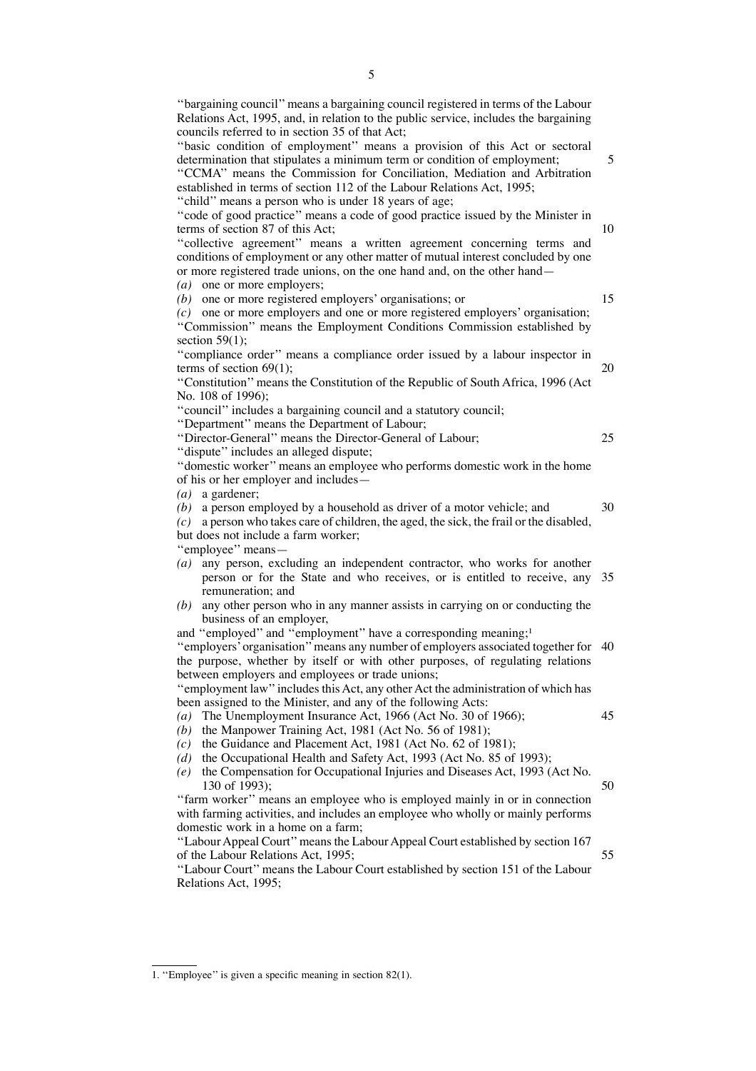''bargaining council'' means a bargaining council registered in terms of the Labour Relations Act, 1995, and, in relation to the public service, includes the bargaining councils referred to in section 35 of that Act;

''basic condition of employment'' means a provision of this Act or sectoral determination that stipulates a minimum term or condition of employment;

''CCMA'' means the Commission for Conciliation, Mediation and Arbitration established in terms of section 112 of the Labour Relations Act, 1995;

''child'' means a person who is under 18 years of age;

''code of good practice'' means a code of good practice issued by the Minister in terms of section 87 of this Act;

''collective agreement'' means a written agreement concerning terms and conditions of employment or any other matter of mutual interest concluded by one or more registered trade unions, on the one hand and, on the other hand—

*(a)* one or more employers;

*(b)* one or more registered employers' organisations; or

*(c)* one or more employers and one or more registered employers' organisation;

''Commission'' means the Employment Conditions Commission established by section 59(1);

''compliance order'' means a compliance order issued by a labour inspector in terms of section 69(1);

''Constitution'' means the Constitution of the Republic of South Africa, 1996 (Act No. 108 of 1996);

''council'' includes a bargaining council and a statutory council;

''Department'' means the Department of Labour;

''Director-General'' means the Director-General of Labour;

''dispute'' includes an alleged dispute;

''domestic worker'' means an employee who performs domestic work in the home of his or her employer and includes—

*(a)* a gardener;

*(b)* a person employed by a household as driver of a motor vehicle; and

*(c)* a person who takes care of children, the aged, the sick, the frail or the disabled,

but does not include a farm worker;

''employee'' means—

*(a)* any person, excluding an independent contractor, who works for another person or for the State and who receives, or is entitled to receive, any remuneration; and

*(b)* any other person who in any manner assists in carrying on or conducting the business of an employer,

and ''employed'' and ''employment'' have a corresponding meaning;[1]

''employers' organisation'' means any number of employers associated together for the purpose, whether by itself or with other purposes, of regulating relations between employers and employees or trade unions;

''employment law'' includes this Act, any other Act the administration of which has been assigned to the Minister, and any of the following Acts:

*(a)* The Unemployment Insurance Act, 1966 (Act No. 30 of 1966);

*(b)* the Manpower Training Act, 1981 (Act No. 56 of 1981);

*(c)* the Guidance and Placement Act, 1981 (Act No. 62 of 1981);

*(d)* the Occupational Health and Safety Act, 1993 (Act No. 85 of 1993);

*(e)* the Compensation for Occupational Injuries and Diseases Act, 1993 (Act No. 130 of 1993);

''farm worker'' means an employee who is employed mainly in or in connection with farming activities, and includes an employee who wholly or mainly performs domestic work in a home on a farm;

''Labour Appeal Court'' means the Labour Appeal Court established by section 167 of the Labour Relations Act, 1995;

''Labour Court'' means the Labour Court established by section 151 of the Labour Relations Act, 1995;

---

1. ''Employee'' is given a specific meaning in section 82(1).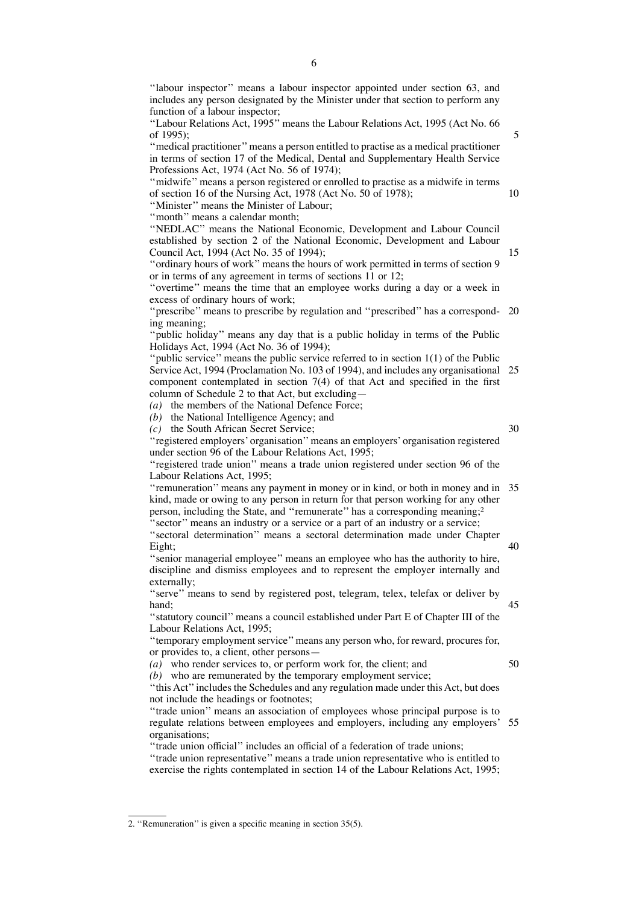''labour inspector'' means a labour inspector appointed under section 63, and includes any person designated by the Minister under that section to perform any function of a labour inspector;

''Labour Relations Act, 1995'' means the Labour Relations Act, 1995 (Act No. 66 of 1995);

''medical practitioner'' means a person entitled to practise as a medical practitioner in terms of section 17 of the Medical, Dental and Supplementary Health Service Professions Act, 1974 (Act No. 56 of 1974);

''midwife'' means a person registered or enrolled to practise as a midwife in terms of section 16 of the Nursing Act, 1978 (Act No. 50 of 1978);

''Minister'' means the Minister of Labour;

''month'' means a calendar month;

''NEDLAC'' means the National Economic, Development and Labour Council established by section 2 of the National Economic, Development and Labour Council Act, 1994 (Act No. 35 of 1994);

''ordinary hours of work'' means the hours of work permitted in terms of section 9 or in terms of any agreement in terms of sections 11 or 12;

''overtime'' means the time that an employee works during a day or a week in excess of ordinary hours of work;

''prescribe'' means to prescribe by regulation and ''prescribed'' has a corresponding meaning;

''public holiday'' means any day that is a public holiday in terms of the Public Holidays Act, 1994 (Act No. 36 of 1994);

''public service'' means the public service referred to in section 1(1) of the Public Service Act, 1994 (Proclamation No. 103 of 1994), and includes any organisational component contemplated in section 7(4) of that Act and specified in the first column of Schedule 2 to that Act, but excluding—

*(a)* the members of the National Defence Force;

*(b)* the National Intelligence Agency; and

*(c)* the South African Secret Service;

''registered employers' organisation'' means an employers' organisation registered under section 96 of the Labour Relations Act, 1995;

''registered trade union'' means a trade union registered under section 96 of the Labour Relations Act, 1995;

''remuneration'' means any payment in money or in kind, or both in money and in kind, made or owing to any person in return for that person working for any other person, including the State, and ''remunerate'' has a corresponding meaning;[2]

''sector'' means an industry or a service or a part of an industry or a service;

''sectoral determination'' means a sectoral determination made under Chapter Eight;

''senior managerial employee'' means an employee who has the authority to hire, discipline and dismiss employees and to represent the employer internally and externally;

''serve'' means to send by registered post, telegram, telex, telefax or deliver by hand;

''statutory council'' means a council established under Part E of Chapter III of the Labour Relations Act, 1995;

''temporary employment service'' means any person who, for reward, procures for, or provides to, a client, other persons—

*(a)* who render services to, or perform work for, the client; and

*(b)* who are remunerated by the temporary employment service;

''this Act'' includes the Schedules and any regulation made under this Act, but does not include the headings or footnotes;

''trade union'' means an association of employees whose principal purpose is to regulate relations between employees and employers, including any employers' organisations;

''trade union official'' includes an official of a federation of trade unions;

''trade union representative'' means a trade union representative who is entitled to exercise the rights contemplated in section 14 of the Labour Relations Act, 1995;

---

2. ''Remuneration'' is given a specific meaning in section 35(5).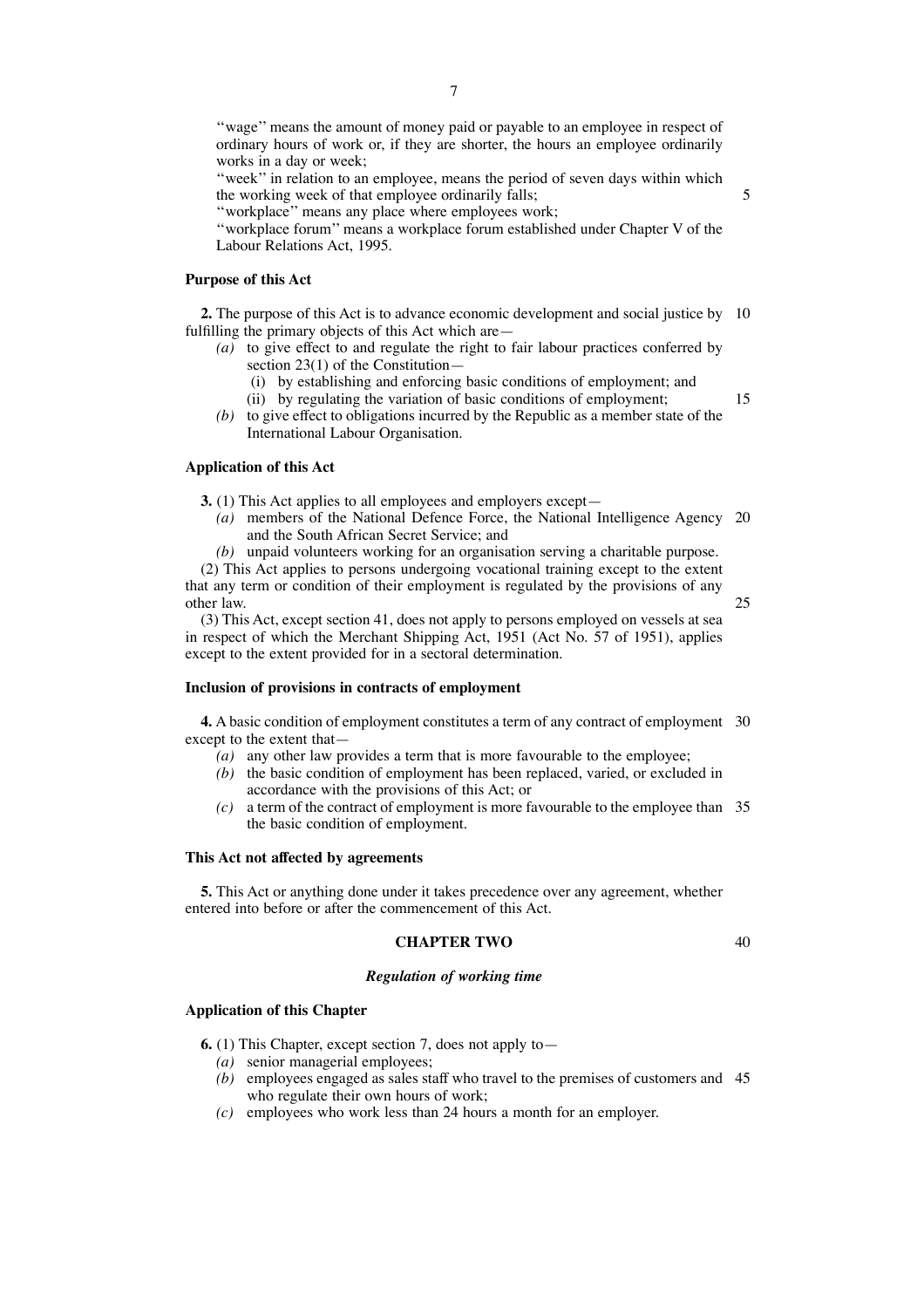''wage'' means the amount of money paid or payable to an employee in respect of ordinary hours of work or, if they are shorter, the hours an employee ordinarily works in a day or week;

''week'' in relation to an employee, means the period of seven days within which the working week of that employee ordinarily falls;

''workplace'' means any place where employees work;

''workplace forum'' means a workplace forum established under Chapter V of the Labour Relations Act, 1995.

**Purpose of this Act**

**2.** The purpose of this Act is to advance economic development and social justice by fulfilling the primary objects of this Act which are—

*(a)* to give effect to and regulate the right to fair labour practices conferred by section 23(1) of the Constitution—
 (i) by establishing and enforcing basic conditions of employment; and
 (ii) by regulating the variation of basic conditions of employment;

*(b)* to give effect to obligations incurred by the Republic as a member state of the International Labour Organisation.

**Application of this Act**

**3.** (1) This Act applies to all employees and employers except—

*(a)* members of the National Defence Force, the National Intelligence Agency and the South African Secret Service; and

*(b)* unpaid volunteers working for an organisation serving a charitable purpose.

(2) This Act applies to persons undergoing vocational training except to the extent that any term or condition of their employment is regulated by the provisions of any other law.

(3) This Act, except section 41, does not apply to persons employed on vessels at sea in respect of which the Merchant Shipping Act, 1951 (Act No. 57 of 1951), applies except to the extent provided for in a sectoral determination.

**Inclusion of provisions in contracts of employment**

**4.** A basic condition of employment constitutes a term of any contract of employment except to the extent that—

*(a)* any other law provides a term that is more favourable to the employee;

*(b)* the basic condition of employment has been replaced, varied, or excluded in accordance with the provisions of this Act; or

*(c)* a term of the contract of employment is more favourable to the employee than the basic condition of employment.

**This Act not affected by agreements**

**5.** This Act or anything done under it takes precedence over any agreement, whether entered into before or after the commencement of this Act.

## CHAPTER TWO

### *Regulation of working time*

**Application of this Chapter**

**6.** (1) This Chapter, except section 7, does not apply to—

*(a)* senior managerial employees;

*(b)* employees engaged as sales staff who travel to the premises of customers and who regulate their own hours of work;

*(c)* employees who work less than 24 hours a month for an employer.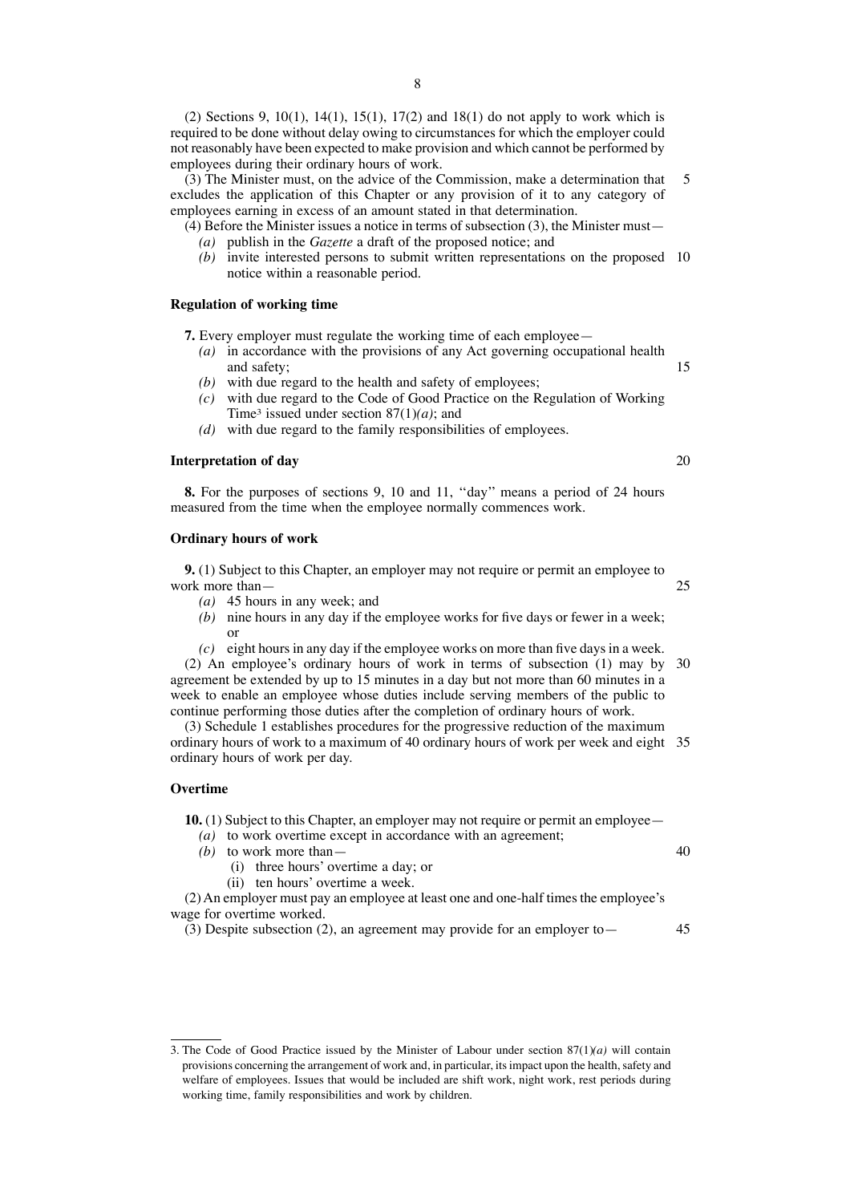(2) Sections 9, 10(1), 14(1), 15(1), 17(2) and 18(1) do not apply to work which is required to be done without delay owing to circumstances for which the employer could not reasonably have been expected to make provision and which cannot be performed by employees during their ordinary hours of work.

(3) The Minister must, on the advice of the Commission, make a determination that excludes the application of this Chapter or any provision of it to any category of employees earning in excess of an amount stated in that determination.

(4) Before the Minister issues a notice in terms of subsection (3), the Minister must—

- *(a)* publish in the *Gazette* a draft of the proposed notice; and
- *(b)* invite interested persons to submit written representations on the proposed notice within a reasonable period.

**Regulation of working time**

**7.** Every employer must regulate the working time of each employee—

- *(a)* in accordance with the provisions of any Act governing occupational health and safety;
- *(b)* with due regard to the health and safety of employees;
- *(c)* with due regard to the Code of Good Practice on the Regulation of Working Time[3] issued under section 87(1)*(a)*; and
- *(d)* with due regard to the family responsibilities of employees.

**Interpretation of day**

**8.** For the purposes of sections 9, 10 and 11, ''day'' means a period of 24 hours measured from the time when the employee normally commences work.

**Ordinary hours of work**

**9.** (1) Subject to this Chapter, an employer may not require or permit an employee to work more than—

- *(a)* 45 hours in any week; and
- *(b)* nine hours in any day if the employee works for five days or fewer in a week; or
- *(c)* eight hours in any day if the employee works on more than five days in a week.

(2) An employee's ordinary hours of work in terms of subsection (1) may by agreement be extended by up to 15 minutes in a day but not more than 60 minutes in a week to enable an employee whose duties include serving members of the public to continue performing those duties after the completion of ordinary hours of work.

(3) Schedule 1 establishes procedures for the progressive reduction of the maximum ordinary hours of work to a maximum of 40 ordinary hours of work per week and eight ordinary hours of work per day.

**Overtime**

**10.** (1) Subject to this Chapter, an employer may not require or permit an employee—

- *(a)* to work overtime except in accordance with an agreement;
- *(b)* to work more than—
  - (i) three hours' overtime a day; or
  - (ii) ten hours' overtime a week.

(2) An employer must pay an employee at least one and one-half times the employee's wage for overtime worked.

(3) Despite subsection (2), an agreement may provide for an employer to—

---

3. The Code of Good Practice issued by the Minister of Labour under section 87(1)*(a)* will contain provisions concerning the arrangement of work and, in particular, its impact upon the health, safety and welfare of employees. Issues that would be included are shift work, night work, rest periods during working time, family responsibilities and work by children.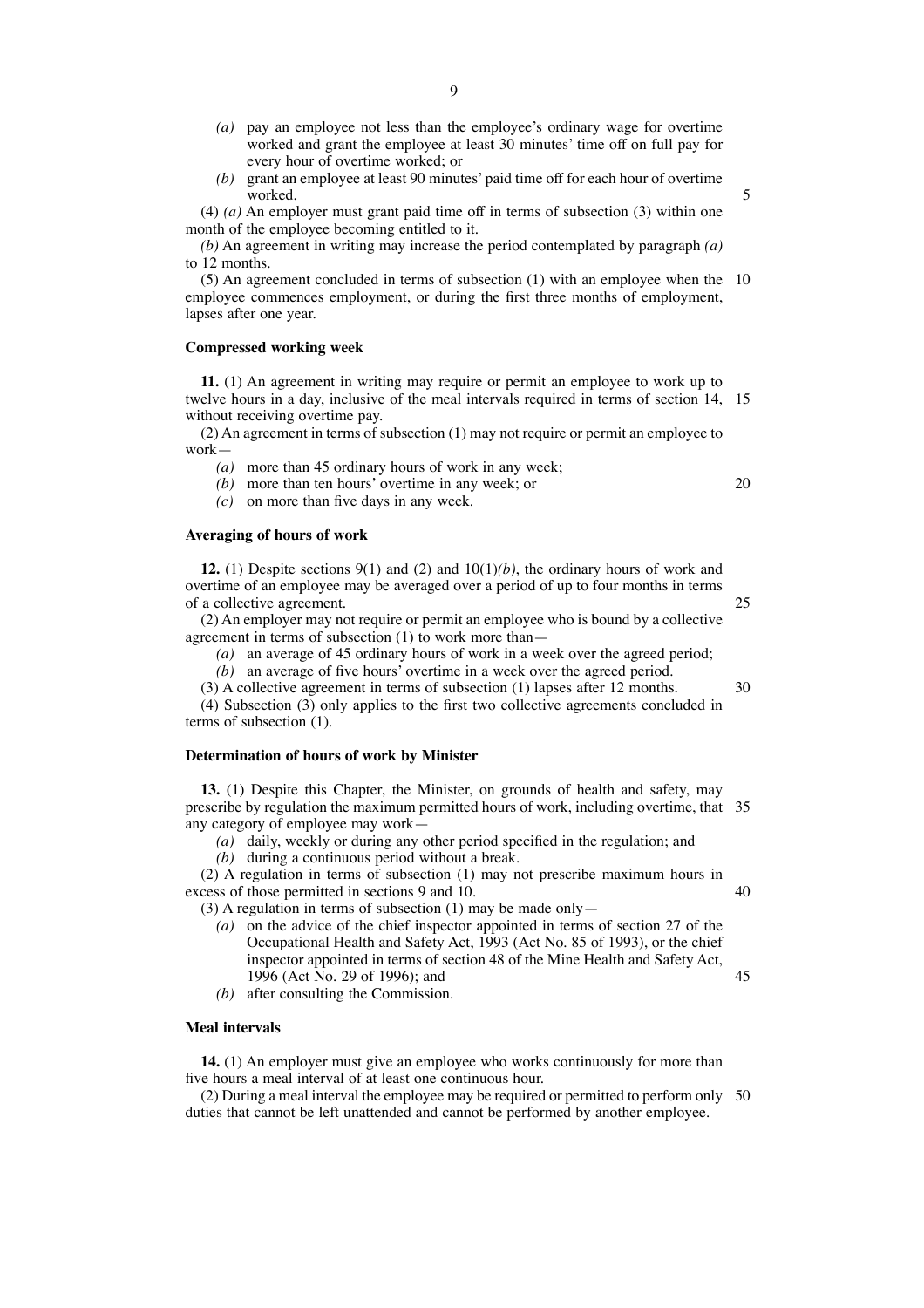*(a)* pay an employee not less than the employee's ordinary wage for overtime worked and grant the employee at least 30 minutes' time off on full pay for every hour of overtime worked; or

*(b)* grant an employee at least 90 minutes' paid time off for each hour of overtime worked.

(4) *(a)* An employer must grant paid time off in terms of subsection (3) within one month of the employee becoming entitled to it.

*(b)* An agreement in writing may increase the period contemplated by paragraph *(a)* to 12 months.

(5) An agreement concluded in terms of subsection (1) with an employee when the employee commences employment, or during the first three months of employment, lapses after one year.

**Compressed working week**

**11.** (1) An agreement in writing may require or permit an employee to work up to twelve hours in a day, inclusive of the meal intervals required in terms of section 14, without receiving overtime pay.

(2) An agreement in terms of subsection (1) may not require or permit an employee to work—

*(a)* more than 45 ordinary hours of work in any week;

*(b)* more than ten hours' overtime in any week; or

*(c)* on more than five days in any week.

**Averaging of hours of work**

**12.** (1) Despite sections 9(1) and (2) and 10(1)*(b)*, the ordinary hours of work and overtime of an employee may be averaged over a period of up to four months in terms of a collective agreement.

(2) An employer may not require or permit an employee who is bound by a collective agreement in terms of subsection (1) to work more than—

*(a)* an average of 45 ordinary hours of work in a week over the agreed period;

*(b)* an average of five hours' overtime in a week over the agreed period.

(3) A collective agreement in terms of subsection (1) lapses after 12 months.

(4) Subsection (3) only applies to the first two collective agreements concluded in terms of subsection (1).

**Determination of hours of work by Minister**

**13.** (1) Despite this Chapter, the Minister, on grounds of health and safety, may prescribe by regulation the maximum permitted hours of work, including overtime, that any category of employee may work—

*(a)* daily, weekly or during any other period specified in the regulation; and

*(b)* during a continuous period without a break.

(2) A regulation in terms of subsection (1) may not prescribe maximum hours in excess of those permitted in sections 9 and 10.

(3) A regulation in terms of subsection (1) may be made only—

*(a)* on the advice of the chief inspector appointed in terms of section 27 of the Occupational Health and Safety Act, 1993 (Act No. 85 of 1993), or the chief inspector appointed in terms of section 48 of the Mine Health and Safety Act, 1996 (Act No. 29 of 1996); and

*(b)* after consulting the Commission.

**Meal intervals**

**14.** (1) An employer must give an employee who works continuously for more than five hours a meal interval of at least one continuous hour.

(2) During a meal interval the employee may be required or permitted to perform only duties that cannot be left unattended and cannot be performed by another employee.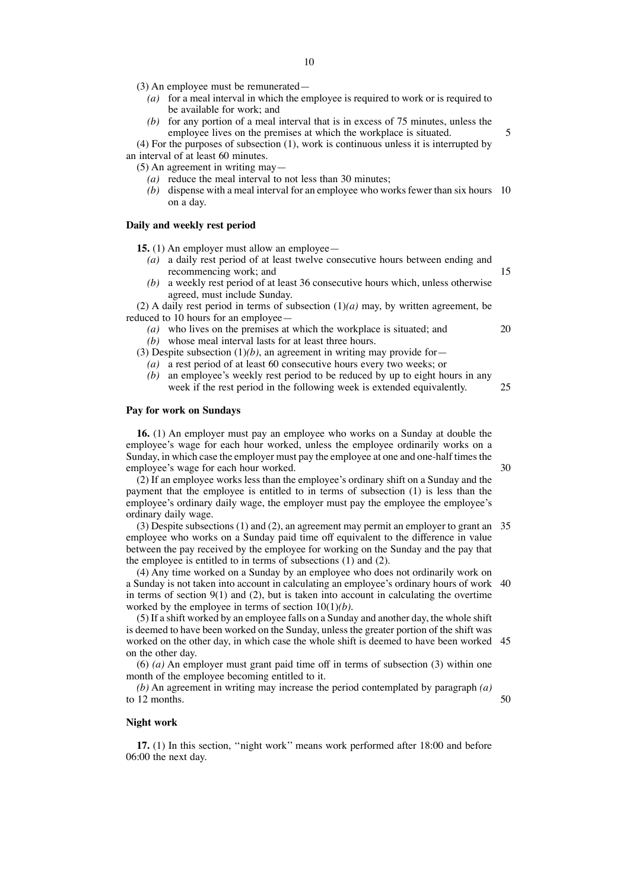(3) An employee must be remunerated—

*(a)* for a meal interval in which the employee is required to work or is required to be available for work; and

*(b)* for any portion of a meal interval that is in excess of 75 minutes, unless the employee lives on the premises at which the workplace is situated.

(4) For the purposes of subsection (1), work is continuous unless it is interrupted by an interval of at least 60 minutes.

(5) An agreement in writing may—

*(a)* reduce the meal interval to not less than 30 minutes;

*(b)* dispense with a meal interval for an employee who works fewer than six hours on a day.

**Daily and weekly rest period**

**15.** (1) An employer must allow an employee—

*(a)* a daily rest period of at least twelve consecutive hours between ending and recommencing work; and

*(b)* a weekly rest period of at least 36 consecutive hours which, unless otherwise agreed, must include Sunday.

(2) A daily rest period in terms of subsection (1)*(a)* may, by written agreement, be reduced to 10 hours for an employee—

*(a)* who lives on the premises at which the workplace is situated; and

*(b)* whose meal interval lasts for at least three hours.

(3) Despite subsection (1)*(b)*, an agreement in writing may provide for—

*(a)* a rest period of at least 60 consecutive hours every two weeks; or

*(b)* an employee's weekly rest period to be reduced by up to eight hours in any week if the rest period in the following week is extended equivalently.

**Pay for work on Sundays**

**16.** (1) An employer must pay an employee who works on a Sunday at double the employee's wage for each hour worked, unless the employee ordinarily works on a Sunday, in which case the employer must pay the employee at one and one-half times the employee's wage for each hour worked.

(2) If an employee works less than the employee's ordinary shift on a Sunday and the payment that the employee is entitled to in terms of subsection (1) is less than the employee's ordinary daily wage, the employer must pay the employee the employee's ordinary daily wage.

(3) Despite subsections (1) and (2), an agreement may permit an employer to grant an employee who works on a Sunday paid time off equivalent to the difference in value between the pay received by the employee for working on the Sunday and the pay that the employee is entitled to in terms of subsections (1) and (2).

(4) Any time worked on a Sunday by an employee who does not ordinarily work on a Sunday is not taken into account in calculating an employee's ordinary hours of work in terms of section 9(1) and (2), but is taken into account in calculating the overtime worked by the employee in terms of section 10(1)*(b)*.

(5) If a shift worked by an employee falls on a Sunday and another day, the whole shift is deemed to have been worked on the Sunday, unless the greater portion of the shift was worked on the other day, in which case the whole shift is deemed to have been worked on the other day.

(6) *(a)* An employer must grant paid time off in terms of subsection (3) within one month of the employee becoming entitled to it.

*(b)* An agreement in writing may increase the period contemplated by paragraph *(a)* to 12 months.

**Night work**

**17.** (1) In this section, ''night work'' means work performed after 18:00 and before 06:00 the next day.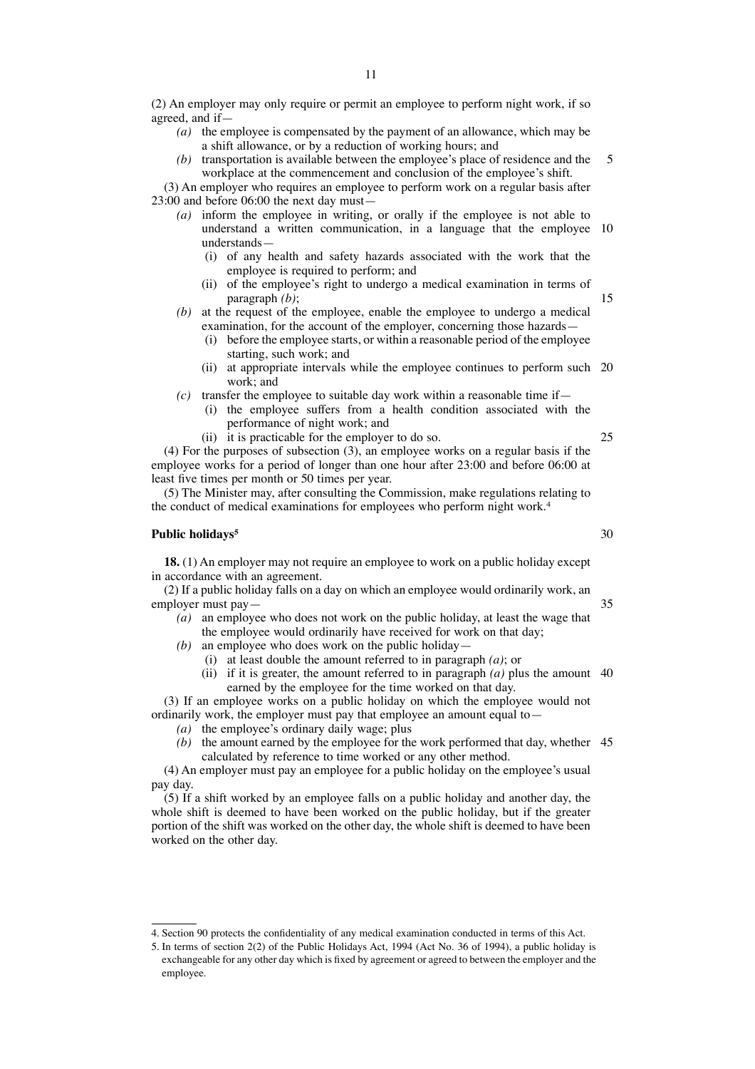(2) An employer may only require or permit an employee to perform night work, if so agreed, and if—

*(a)* the employee is compensated by the payment of an allowance, which may be a shift allowance, or by a reduction of working hours; and

*(b)* transportation is available between the employee's place of residence and the workplace at the commencement and conclusion of the employee's shift.

(3) An employer who requires an employee to perform work on a regular basis after 23:00 and before 06:00 the next day must—

*(a)* inform the employee in writing, or orally if the employee is not able to understand a written communication, in a language that the employee understands—

(i) of any health and safety hazards associated with the work that the employee is required to perform; and

(ii) of the employee's right to undergo a medical examination in terms of paragraph *(b)*;

*(b)* at the request of the employee, enable the employee to undergo a medical examination, for the account of the employer, concerning those hazards—

(i) before the employee starts, or within a reasonable period of the employee starting, such work; and

(ii) at appropriate intervals while the employee continues to perform such work; and

*(c)* transfer the employee to suitable day work within a reasonable time if—

(i) the employee suffers from a health condition associated with the performance of night work; and

(ii) it is practicable for the employer to do so.

(4) For the purposes of subsection (3), an employee works on a regular basis if the employee works for a period of longer than one hour after 23:00 and before 06:00 at least five times per month or 50 times per year.

(5) The Minister may, after consulting the Commission, make regulations relating to the conduct of medical examinations for employees who perform night work.[4]

**Public holidays[5]**

**18.** (1) An employer may not require an employee to work on a public holiday except in accordance with an agreement.

(2) If a public holiday falls on a day on which an employee would ordinarily work, an employer must pay—

*(a)* an employee who does not work on the public holiday, at least the wage that the employee would ordinarily have received for work on that day;

*(b)* an employee who does work on the public holiday—

(i) at least double the amount referred to in paragraph *(a)*; or

(ii) if it is greater, the amount referred to in paragraph *(a)* plus the amount earned by the employee for the time worked on that day.

(3) If an employee works on a public holiday on which the employee would not ordinarily work, the employer must pay that employee an amount equal to—

*(a)* the employee's ordinary daily wage; plus

*(b)* the amount earned by the employee for the work performed that day, whether calculated by reference to time worked or any other method.

(4) An employer must pay an employee for a public holiday on the employee's usual pay day.

(5) If a shift worked by an employee falls on a public holiday and another day, the whole shift is deemed to have been worked on the public holiday, but if the greater portion of the shift was worked on the other day, the whole shift is deemed to have been worked on the other day.

---

4. Section 90 protects the confidentiality of any medical examination conducted in terms of this Act.

5. In terms of section 2(2) of the Public Holidays Act, 1994 (Act No. 36 of 1994), a public holiday is exchangeable for any other day which is fixed by agreement or agreed to between the employer and the employee.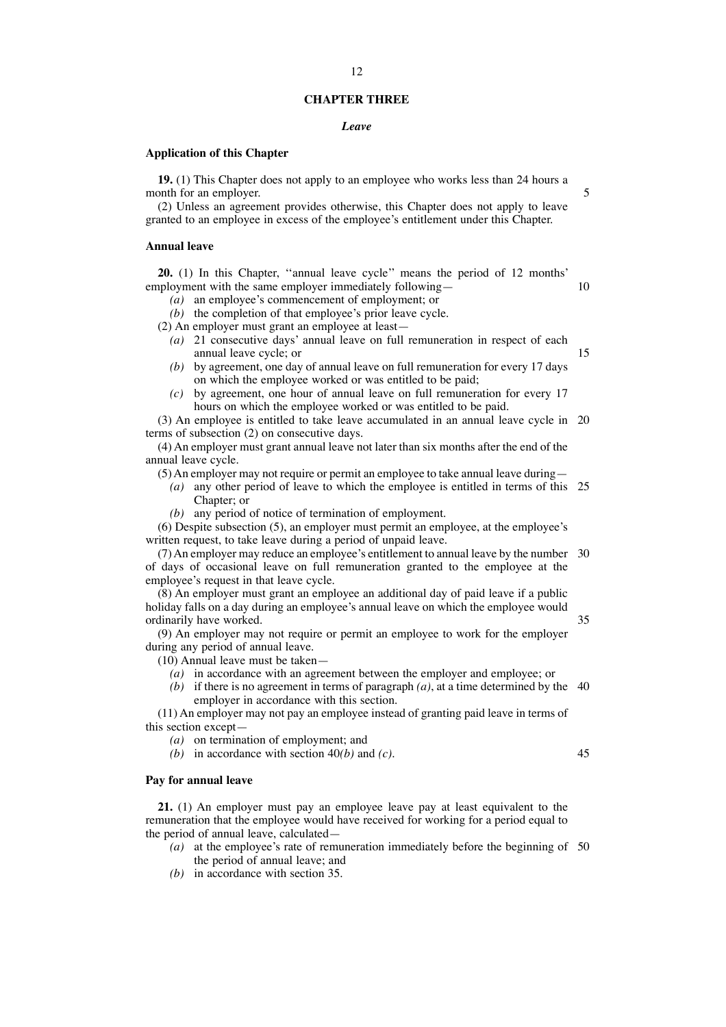## CHAPTER THREE

### *Leave*

**Application of this Chapter**

**19.** (1) This Chapter does not apply to an employee who works less than 24 hours a month for an employer.

(2) Unless an agreement provides otherwise, this Chapter does not apply to leave granted to an employee in excess of the employee's entitlement under this Chapter.

**Annual leave**

**20.** (1) In this Chapter, ''annual leave cycle'' means the period of 12 months' employment with the same employer immediately following—

*(a)* an employee's commencement of employment; or

*(b)* the completion of that employee's prior leave cycle.

(2) An employer must grant an employee at least—

*(a)* 21 consecutive days' annual leave on full remuneration in respect of each annual leave cycle; or

*(b)* by agreement, one day of annual leave on full remuneration for every 17 days on which the employee worked or was entitled to be paid;

*(c)* by agreement, one hour of annual leave on full remuneration for every 17 hours on which the employee worked or was entitled to be paid.

(3) An employee is entitled to take leave accumulated in an annual leave cycle in terms of subsection (2) on consecutive days.

(4) An employer must grant annual leave not later than six months after the end of the annual leave cycle.

(5) An employer may not require or permit an employee to take annual leave during—

*(a)* any other period of leave to which the employee is entitled in terms of this Chapter; or

*(b)* any period of notice of termination of employment.

(6) Despite subsection (5), an employer must permit an employee, at the employee's written request, to take leave during a period of unpaid leave.

(7) An employer may reduce an employee's entitlement to annual leave by the number of days of occasional leave on full remuneration granted to the employee at the employee's request in that leave cycle.

(8) An employer must grant an employee an additional day of paid leave if a public holiday falls on a day during an employee's annual leave on which the employee would ordinarily have worked.

(9) An employer may not require or permit an employee to work for the employer during any period of annual leave.

(10) Annual leave must be taken—

*(a)* in accordance with an agreement between the employer and employee; or

*(b)* if there is no agreement in terms of paragraph *(a)*, at a time determined by the employer in accordance with this section.

(11) An employer may not pay an employee instead of granting paid leave in terms of this section except—

*(a)* on termination of employment; and

*(b)* in accordance with section 40*(b)* and *(c)*.

**Pay for annual leave**

**21.** (1) An employer must pay an employee leave pay at least equivalent to the remuneration that the employee would have received for working for a period equal to the period of annual leave, calculated—

*(a)* at the employee's rate of remuneration immediately before the beginning of the period of annual leave; and

*(b)* in accordance with section 35.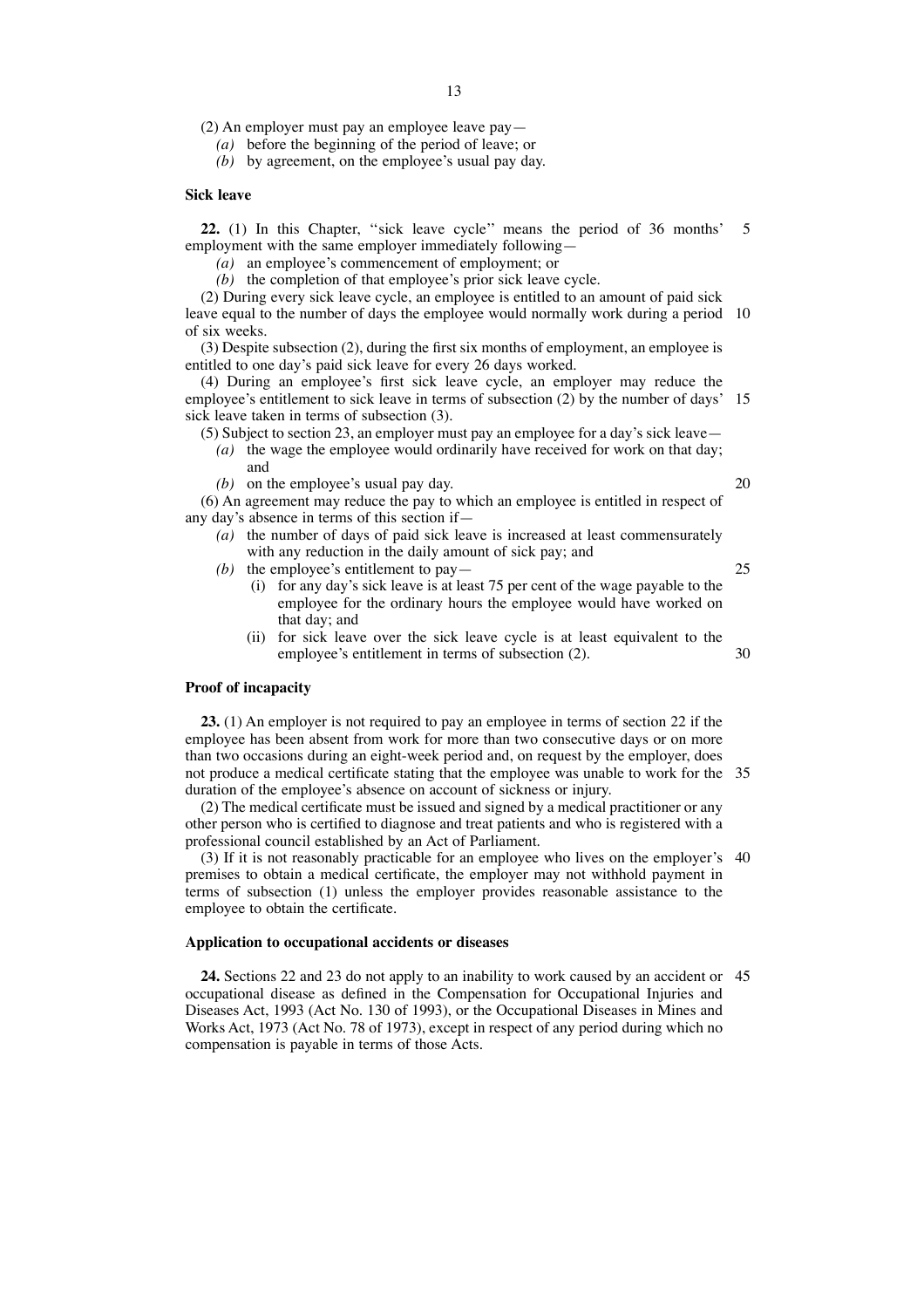(2) An employer must pay an employee leave pay—

*(a)* before the beginning of the period of leave; or

*(b)* by agreement, on the employee's usual pay day.

**Sick leave**

**22.** (1) In this Chapter, ''sick leave cycle'' means the period of 36 months' employment with the same employer immediately following—

*(a)* an employee's commencement of employment; or

*(b)* the completion of that employee's prior sick leave cycle.

(2) During every sick leave cycle, an employee is entitled to an amount of paid sick leave equal to the number of days the employee would normally work during a period of six weeks.

(3) Despite subsection (2), during the first six months of employment, an employee is entitled to one day's paid sick leave for every 26 days worked.

(4) During an employee's first sick leave cycle, an employer may reduce the employee's entitlement to sick leave in terms of subsection (2) by the number of days' sick leave taken in terms of subsection (3).

(5) Subject to section 23, an employer must pay an employee for a day's sick leave—

*(a)* the wage the employee would ordinarily have received for work on that day; and

*(b)* on the employee's usual pay day.

(6) An agreement may reduce the pay to which an employee is entitled in respect of any day's absence in terms of this section if—

*(a)* the number of days of paid sick leave is increased at least commensurately with any reduction in the daily amount of sick pay; and

*(b)* the employee's entitlement to pay—

(i) for any day's sick leave is at least 75 per cent of the wage payable to the employee for the ordinary hours the employee would have worked on that day; and

(ii) for sick leave over the sick leave cycle is at least equivalent to the employee's entitlement in terms of subsection (2).

**Proof of incapacity**

**23.** (1) An employer is not required to pay an employee in terms of section 22 if the employee has been absent from work for more than two consecutive days or on more than two occasions during an eight-week period and, on request by the employer, does not produce a medical certificate stating that the employee was unable to work for the duration of the employee's absence on account of sickness or injury.

(2) The medical certificate must be issued and signed by a medical practitioner or any other person who is certified to diagnose and treat patients and who is registered with a professional council established by an Act of Parliament.

(3) If it is not reasonably practicable for an employee who lives on the employer's premises to obtain a medical certificate, the employer may not withhold payment in terms of subsection (1) unless the employer provides reasonable assistance to the employee to obtain the certificate.

**Application to occupational accidents or diseases**

**24.** Sections 22 and 23 do not apply to an inability to work caused by an accident or occupational disease as defined in the Compensation for Occupational Injuries and Diseases Act, 1993 (Act No. 130 of 1993), or the Occupational Diseases in Mines and Works Act, 1973 (Act No. 78 of 1973), except in respect of any period during which no compensation is payable in terms of those Acts.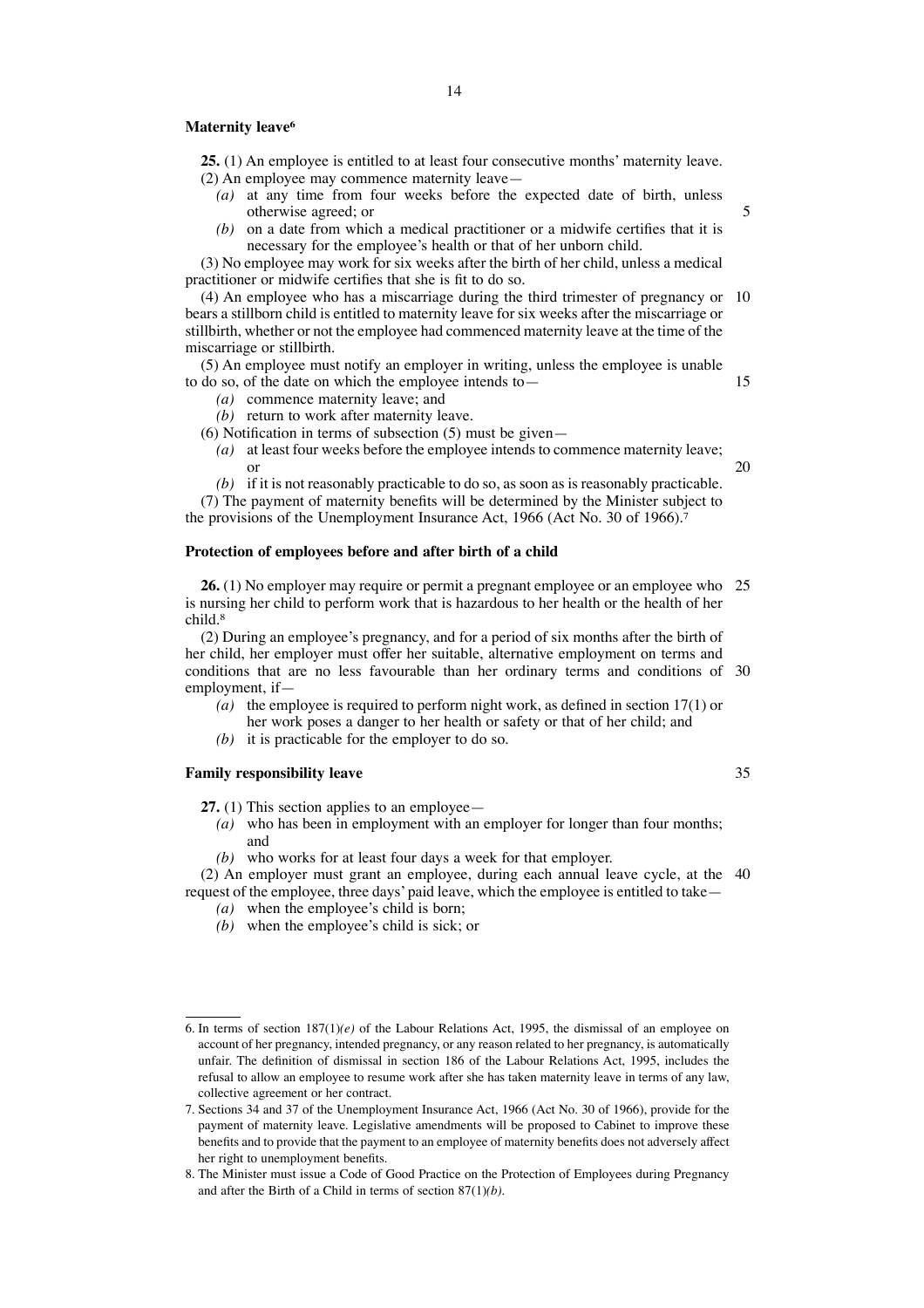**Maternity leave[6]**

**25.** (1) An employee is entitled to at least four consecutive months' maternity leave.

(2) An employee may commence maternity leave—

*(a)* at any time from four weeks before the expected date of birth, unless otherwise agreed; or

*(b)* on a date from which a medical practitioner or a midwife certifies that it is necessary for the employee's health or that of her unborn child.

(3) No employee may work for six weeks after the birth of her child, unless a medical practitioner or midwife certifies that she is fit to do so.

(4) An employee who has a miscarriage during the third trimester of pregnancy or bears a stillborn child is entitled to maternity leave for six weeks after the miscarriage or stillbirth, whether or not the employee had commenced maternity leave at the time of the miscarriage or stillbirth.

(5) An employee must notify an employer in writing, unless the employee is unable to do so, of the date on which the employee intends to—

*(a)* commence maternity leave; and

*(b)* return to work after maternity leave.

(6) Notification in terms of subsection (5) must be given—

*(a)* at least four weeks before the employee intends to commence maternity leave; or

*(b)* if it is not reasonably practicable to do so, as soon as is reasonably practicable.

(7) The payment of maternity benefits will be determined by the Minister subject to the provisions of the Unemployment Insurance Act, 1966 (Act No. 30 of 1966).[7]

**Protection of employees before and after birth of a child**

**26.** (1) No employer may require or permit a pregnant employee or an employee who is nursing her child to perform work that is hazardous to her health or the health of her child.[8]

(2) During an employee's pregnancy, and for a period of six months after the birth of her child, her employer must offer her suitable, alternative employment on terms and conditions that are no less favourable than her ordinary terms and conditions of employment, if—

*(a)* the employee is required to perform night work, as defined in section 17(1) or her work poses a danger to her health or safety or that of her child; and

*(b)* it is practicable for the employer to do so.

**Family responsibility leave**

**27.** (1) This section applies to an employee—

*(a)* who has been in employment with an employer for longer than four months; and

*(b)* who works for at least four days a week for that employer.

(2) An employer must grant an employee, during each annual leave cycle, at the request of the employee, three days' paid leave, which the employee is entitled to take—

*(a)* when the employee's child is born;

*(b)* when the employee's child is sick; or

---

6. In terms of section 187(1)*(e)* of the Labour Relations Act, 1995, the dismissal of an employee on account of her pregnancy, intended pregnancy, or any reason related to her pregnancy, is automatically unfair. The definition of dismissal in section 186 of the Labour Relations Act, 1995, includes the refusal to allow an employee to resume work after she has taken maternity leave in terms of any law, collective agreement or her contract.

7. Sections 34 and 37 of the Unemployment Insurance Act, 1966 (Act No. 30 of 1966), provide for the payment of maternity leave. Legislative amendments will be proposed to Cabinet to improve these benefits and to provide that the payment to an employee of maternity benefits does not adversely affect her right to unemployment benefits.

8. The Minister must issue a Code of Good Practice on the Protection of Employees during Pregnancy and after the Birth of a Child in terms of section 87(1)*(b)*.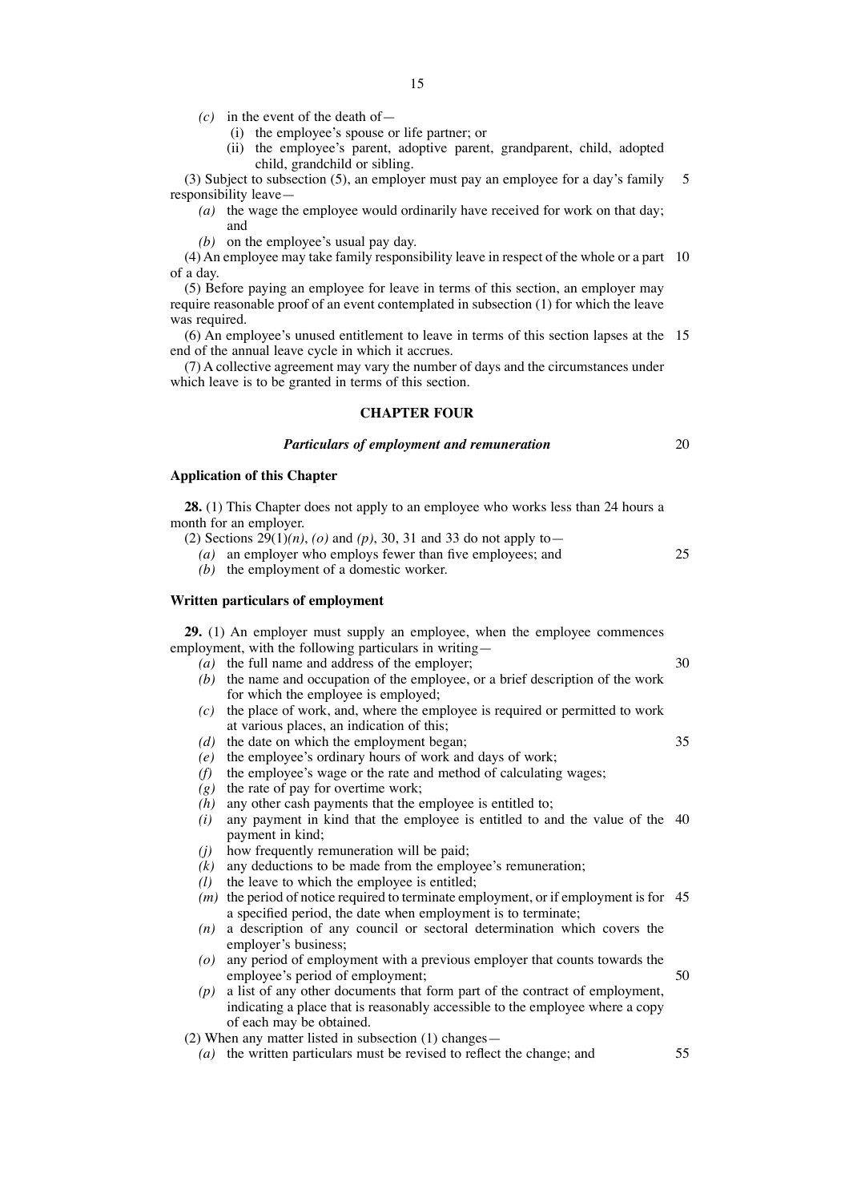*(c)* in the event of the death of—

(i) the employee's spouse or life partner; or

(ii) the employee's parent, adoptive parent, grandparent, child, adopted child, grandchild or sibling.

(3) Subject to subsection (5), an employer must pay an employee for a day's family responsibility leave—

*(a)* the wage the employee would ordinarily have received for work on that day; and

*(b)* on the employee's usual pay day.

(4) An employee may take family responsibility leave in respect of the whole or a part of a day.

(5) Before paying an employee for leave in terms of this section, an employer may require reasonable proof of an event contemplated in subsection (1) for which the leave was required.

(6) An employee's unused entitlement to leave in terms of this section lapses at the end of the annual leave cycle in which it accrues.

(7) A collective agreement may vary the number of days and the circumstances under which leave is to be granted in terms of this section.

## CHAPTER FOUR

### *Particulars of employment and remuneration*

**Application of this Chapter**

**28.** (1) This Chapter does not apply to an employee who works less than 24 hours a month for an employer.

(2) Sections 29(1)*(n)*, *(o)* and *(p)*, 30, 31 and 33 do not apply to—

*(a)* an employer who employs fewer than five employees; and

*(b)* the employment of a domestic worker.

**Written particulars of employment**

**29.** (1) An employer must supply an employee, when the employee commences employment, with the following particulars in writing—

*(a)* the full name and address of the employer;

*(b)* the name and occupation of the employee, or a brief description of the work for which the employee is employed;

*(c)* the place of work, and, where the employee is required or permitted to work at various places, an indication of this;

*(d)* the date on which the employment began;

*(e)* the employee's ordinary hours of work and days of work;

*(f)* the employee's wage or the rate and method of calculating wages;

*(g)* the rate of pay for overtime work;

*(h)* any other cash payments that the employee is entitled to;

*(i)* any payment in kind that the employee is entitled to and the value of the payment in kind;

*(j)* how frequently remuneration will be paid;

*(k)* any deductions to be made from the employee's remuneration;

*(l)* the leave to which the employee is entitled;

*(m)* the period of notice required to terminate employment, or if employment is for a specified period, the date when employment is to terminate;

*(n)* a description of any council or sectoral determination which covers the employer's business;

*(o)* any period of employment with a previous employer that counts towards the employee's period of employment;

*(p)* a list of any other documents that form part of the contract of employment, indicating a place that is reasonably accessible to the employee where a copy of each may be obtained.

(2) When any matter listed in subsection (1) changes—

*(a)* the written particulars must be revised to reflect the change; and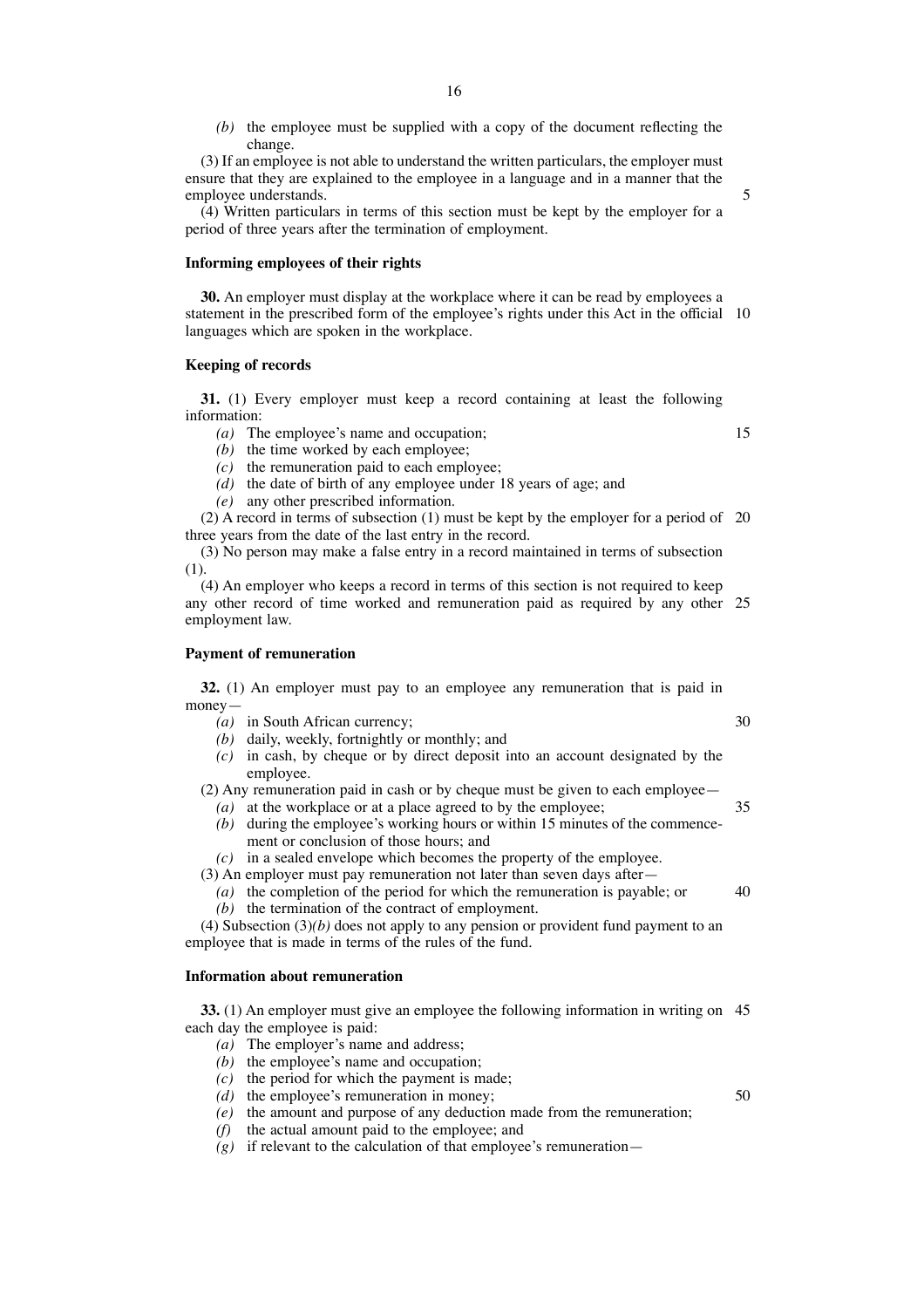*(b)* the employee must be supplied with a copy of the document reflecting the change.

(3) If an employee is not able to understand the written particulars, the employer must ensure that they are explained to the employee in a language and in a manner that the employee understands.

(4) Written particulars in terms of this section must be kept by the employer for a period of three years after the termination of employment.

**Informing employees of their rights**

**30.** An employer must display at the workplace where it can be read by employees a statement in the prescribed form of the employee's rights under this Act in the official languages which are spoken in the workplace.

**Keeping of records**

**31.** (1) Every employer must keep a record containing at least the following information:

*(a)* The employee's name and occupation;
*(b)* the time worked by each employee;
*(c)* the remuneration paid to each employee;
*(d)* the date of birth of any employee under 18 years of age; and
*(e)* any other prescribed information.

(2) A record in terms of subsection (1) must be kept by the employer for a period of three years from the date of the last entry in the record.

(3) No person may make a false entry in a record maintained in terms of subsection (1).

(4) An employer who keeps a record in terms of this section is not required to keep any other record of time worked and remuneration paid as required by any other employment law.

**Payment of remuneration**

**32.** (1) An employer must pay to an employee any remuneration that is paid in money—

*(a)* in South African currency;
*(b)* daily, weekly, fortnightly or monthly; and
*(c)* in cash, by cheque or by direct deposit into an account designated by the employee.

(2) Any remuneration paid in cash or by cheque must be given to each employee—

*(a)* at the workplace or at a place agreed to by the employee;
*(b)* during the employee's working hours or within 15 minutes of the commencement or conclusion of those hours; and
*(c)* in a sealed envelope which becomes the property of the employee.

(3) An employer must pay remuneration not later than seven days after—

*(a)* the completion of the period for which the remuneration is payable; or
*(b)* the termination of the contract of employment.

(4) Subsection (3)*(b)* does not apply to any pension or provident fund payment to an employee that is made in terms of the rules of the fund.

**Information about remuneration**

**33.** (1) An employer must give an employee the following information in writing on each day the employee is paid:

*(a)* The employer's name and address;
*(b)* the employee's name and occupation;
*(c)* the period for which the payment is made;
*(d)* the employee's remuneration in money;
*(e)* the amount and purpose of any deduction made from the remuneration;
*(f)* the actual amount paid to the employee; and
*(g)* if relevant to the calculation of that employee's remuneration—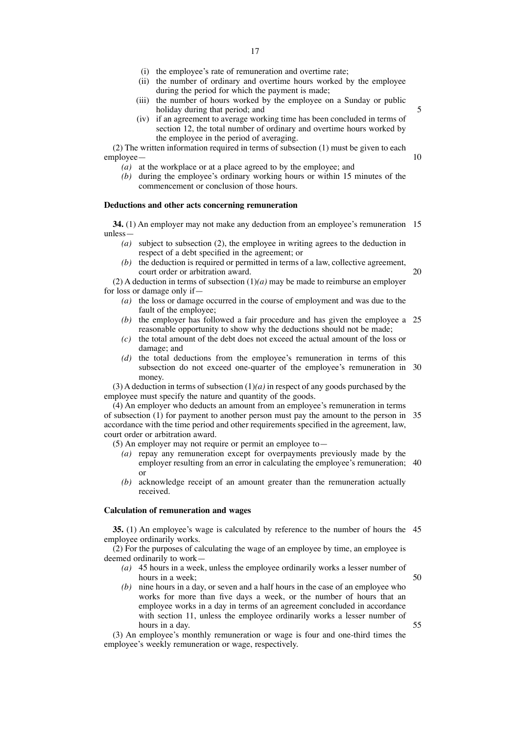(i) the employee's rate of remuneration and overtime rate;

(ii) the number of ordinary and overtime hours worked by the employee during the period for which the payment is made;

(iii) the number of hours worked by the employee on a Sunday or public holiday during that period; and

(iv) if an agreement to average working time has been concluded in terms of section 12, the total number of ordinary and overtime hours worked by the employee in the period of averaging.

(2) The written information required in terms of subsection (1) must be given to each employee—

*(a)* at the workplace or at a place agreed to by the employee; and

*(b)* during the employee's ordinary working hours or within 15 minutes of the commencement or conclusion of those hours.

**Deductions and other acts concerning remuneration**

**34.** (1) An employer may not make any deduction from an employee's remuneration unless—

*(a)* subject to subsection (2), the employee in writing agrees to the deduction in respect of a debt specified in the agreement; or

*(b)* the deduction is required or permitted in terms of a law, collective agreement, court order or arbitration award.

(2) A deduction in terms of subsection (1)*(a)* may be made to reimburse an employer for loss or damage only if—

*(a)* the loss or damage occurred in the course of employment and was due to the fault of the employee;

*(b)* the employer has followed a fair procedure and has given the employee a reasonable opportunity to show why the deductions should not be made;

*(c)* the total amount of the debt does not exceed the actual amount of the loss or damage; and

*(d)* the total deductions from the employee's remuneration in terms of this subsection do not exceed one-quarter of the employee's remuneration in money.

(3) A deduction in terms of subsection (1)*(a)* in respect of any goods purchased by the employee must specify the nature and quantity of the goods.

(4) An employer who deducts an amount from an employee's remuneration in terms of subsection (1) for payment to another person must pay the amount to the person in accordance with the time period and other requirements specified in the agreement, law, court order or arbitration award.

(5) An employer may not require or permit an employee to—

*(a)* repay any remuneration except for overpayments previously made by the employer resulting from an error in calculating the employee's remuneration; or

*(b)* acknowledge receipt of an amount greater than the remuneration actually received.

**Calculation of remuneration and wages**

**35.** (1) An employee's wage is calculated by reference to the number of hours the employee ordinarily works.

(2) For the purposes of calculating the wage of an employee by time, an employee is deemed ordinarily to work—

*(a)* 45 hours in a week, unless the employee ordinarily works a lesser number of hours in a week;

*(b)* nine hours in a day, or seven and a half hours in the case of an employee who works for more than five days a week, or the number of hours that an employee works in a day in terms of an agreement concluded in accordance with section 11, unless the employee ordinarily works a lesser number of hours in a day.

(3) An employee's monthly remuneration or wage is four and one-third times the employee's weekly remuneration or wage, respectively.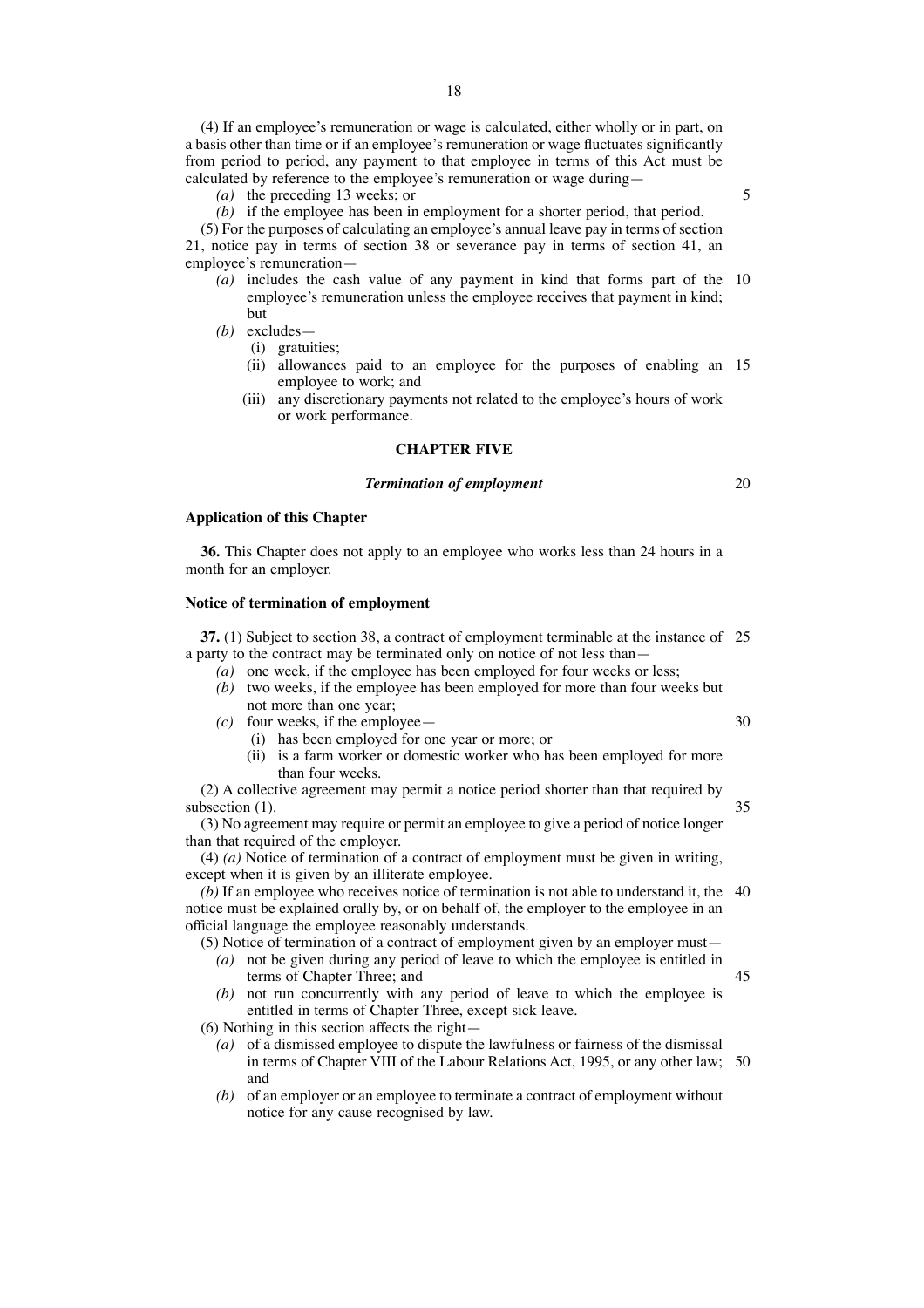(4) If an employee's remuneration or wage is calculated, either wholly or in part, on a basis other than time or if an employee's remuneration or wage fluctuates significantly from period to period, any payment to that employee in terms of this Act must be calculated by reference to the employee's remuneration or wage during—

*(a)* the preceding 13 weeks; or

*(b)* if the employee has been in employment for a shorter period, that period.

(5) For the purposes of calculating an employee's annual leave pay in terms of section 21, notice pay in terms of section 38 or severance pay in terms of section 41, an employee's remuneration—

*(a)* includes the cash value of any payment in kind that forms part of the employee's remuneration unless the employee receives that payment in kind; but

*(b)* excludes—

(i) gratuities;

(ii) allowances paid to an employee for the purposes of enabling an employee to work; and

(iii) any discretionary payments not related to the employee's hours of work or work performance.

## CHAPTER FIVE

### *Termination of employment*

**Application of this Chapter**

**36.** This Chapter does not apply to an employee who works less than 24 hours in a month for an employer.

**Notice of termination of employment**

**37.** (1) Subject to section 38, a contract of employment terminable at the instance of a party to the contract may be terminated only on notice of not less than—

*(a)* one week, if the employee has been employed for four weeks or less;

*(b)* two weeks, if the employee has been employed for more than four weeks but not more than one year;

*(c)* four weeks, if the employee—

(i) has been employed for one year or more; or

(ii) is a farm worker or domestic worker who has been employed for more than four weeks.

(2) A collective agreement may permit a notice period shorter than that required by subsection (1).

(3) No agreement may require or permit an employee to give a period of notice longer than that required of the employer.

(4) *(a)* Notice of termination of a contract of employment must be given in writing, except when it is given by an illiterate employee.

*(b)* If an employee who receives notice of termination is not able to understand it, the notice must be explained orally by, or on behalf of, the employer to the employee in an official language the employee reasonably understands.

(5) Notice of termination of a contract of employment given by an employer must—

*(a)* not be given during any period of leave to which the employee is entitled in terms of Chapter Three; and

*(b)* not run concurrently with any period of leave to which the employee is entitled in terms of Chapter Three, except sick leave.

(6) Nothing in this section affects the right—

*(a)* of a dismissed employee to dispute the lawfulness or fairness of the dismissal in terms of Chapter VIII of the Labour Relations Act, 1995, or any other law; and

*(b)* of an employer or an employee to terminate a contract of employment without notice for any cause recognised by law.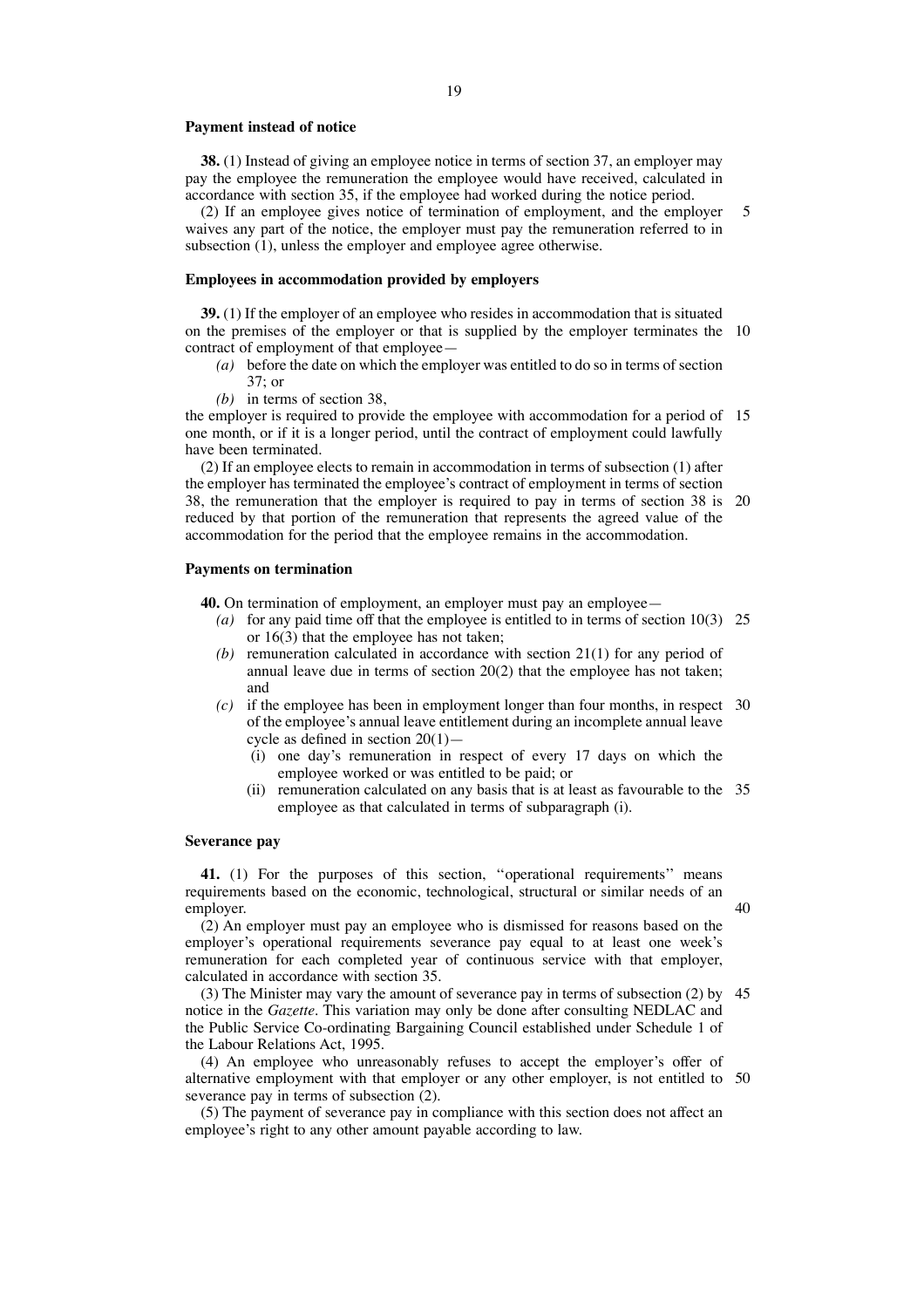**Payment instead of notice**

**38.** (1) Instead of giving an employee notice in terms of section 37, an employer may pay the employee the remuneration the employee would have received, calculated in accordance with section 35, if the employee had worked during the notice period.

(2) If an employee gives notice of termination of employment, and the employer waives any part of the notice, the employer must pay the remuneration referred to in subsection (1), unless the employer and employee agree otherwise.

**Employees in accommodation provided by employers**

**39.** (1) If the employer of an employee who resides in accommodation that is situated on the premises of the employer or that is supplied by the employer terminates the contract of employment of that employee—

- *(a)* before the date on which the employer was entitled to do so in terms of section 37; or
- *(b)* in terms of section 38,

the employer is required to provide the employee with accommodation for a period of one month, or if it is a longer period, until the contract of employment could lawfully have been terminated.

(2) If an employee elects to remain in accommodation in terms of subsection (1) after the employer has terminated the employee's contract of employment in terms of section 38, the remuneration that the employer is required to pay in terms of section 38 is reduced by that portion of the remuneration that represents the agreed value of the accommodation for the period that the employee remains in the accommodation.

**Payments on termination**

**40.** On termination of employment, an employer must pay an employee—

- *(a)* for any paid time off that the employee is entitled to in terms of section 10(3) or 16(3) that the employee has not taken;
- *(b)* remuneration calculated in accordance with section 21(1) for any period of annual leave due in terms of section 20(2) that the employee has not taken; and
- *(c)* if the employee has been in employment longer than four months, in respect of the employee's annual leave entitlement during an incomplete annual leave cycle as defined in section 20(1)—
  - (i) one day's remuneration in respect of every 17 days on which the employee worked or was entitled to be paid; or
  - (ii) remuneration calculated on any basis that is at least as favourable to the employee as that calculated in terms of subparagraph (i).

**Severance pay**

**41.** (1) For the purposes of this section, ''operational requirements'' means requirements based on the economic, technological, structural or similar needs of an employer.

(2) An employer must pay an employee who is dismissed for reasons based on the employer's operational requirements severance pay equal to at least one week's remuneration for each completed year of continuous service with that employer, calculated in accordance with section 35.

(3) The Minister may vary the amount of severance pay in terms of subsection (2) by notice in the *Gazette*. This variation may only be done after consulting NEDLAC and the Public Service Co-ordinating Bargaining Council established under Schedule 1 of the Labour Relations Act, 1995.

(4) An employee who unreasonably refuses to accept the employer's offer of alternative employment with that employer or any other employer, is not entitled to severance pay in terms of subsection (2).

(5) The payment of severance pay in compliance with this section does not affect an employee's right to any other amount payable according to law.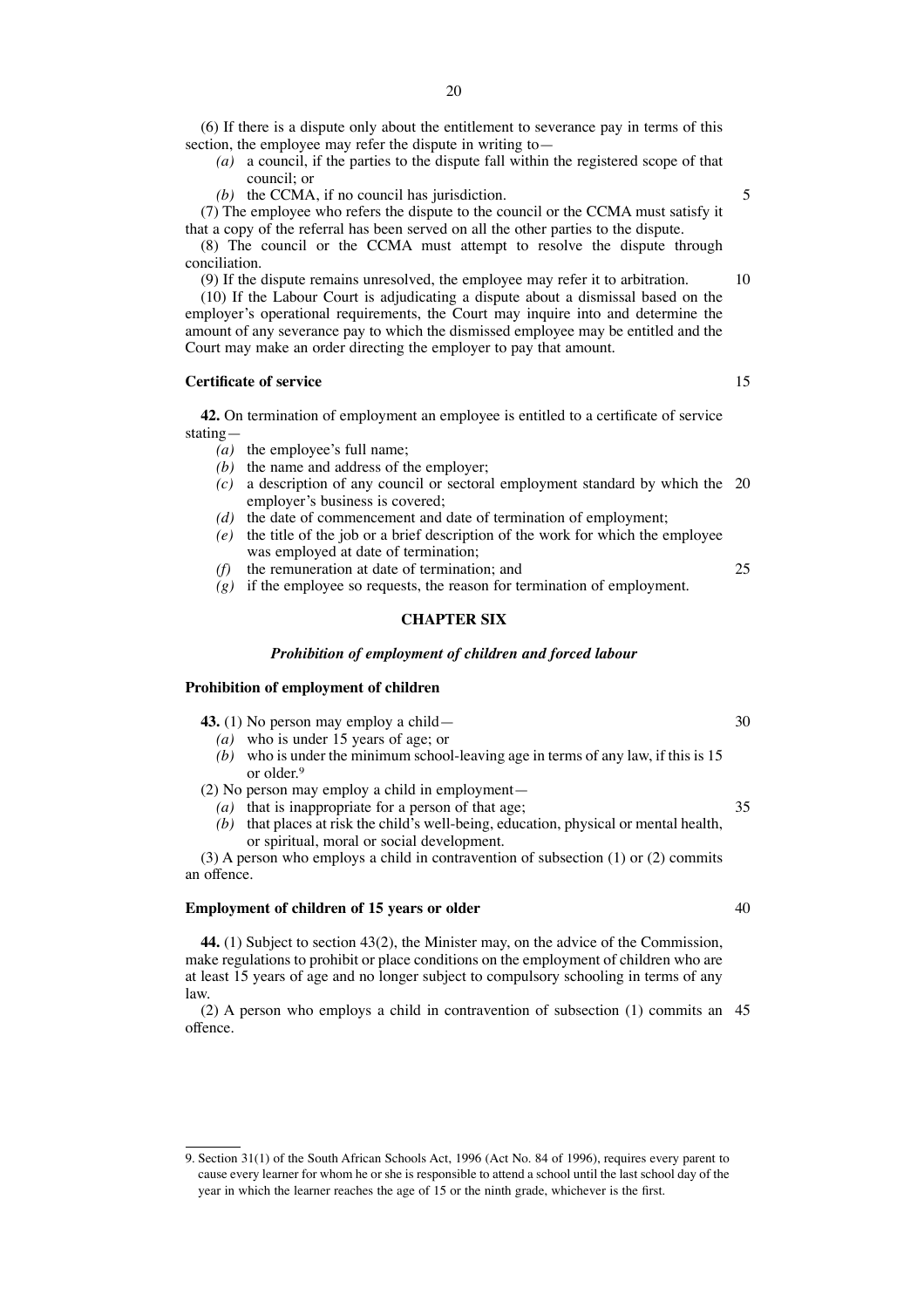(6) If there is a dispute only about the entitlement to severance pay in terms of this section, the employee may refer the dispute in writing to—

*(a)* a council, if the parties to the dispute fall within the registered scope of that council; or

*(b)* the CCMA, if no council has jurisdiction.

(7) The employee who refers the dispute to the council or the CCMA must satisfy it that a copy of the referral has been served on all the other parties to the dispute.

(8) The council or the CCMA must attempt to resolve the dispute through conciliation.

(9) If the dispute remains unresolved, the employee may refer it to arbitration.

(10) If the Labour Court is adjudicating a dispute about a dismissal based on the employer's operational requirements, the Court may inquire into and determine the amount of any severance pay to which the dismissed employee may be entitled and the Court may make an order directing the employer to pay that amount.

**Certificate of service**

**42.** On termination of employment an employee is entitled to a certificate of service stating—

*(a)* the employee's full name;

*(b)* the name and address of the employer;

*(c)* a description of any council or sectoral employment standard by which the employer's business is covered;

*(d)* the date of commencement and date of termination of employment;

*(e)* the title of the job or a brief description of the work for which the employee was employed at date of termination;

*(f)* the remuneration at date of termination; and

*(g)* if the employee so requests, the reason for termination of employment.

## CHAPTER SIX

### *Prohibition of employment of children and forced labour*

**Prohibition of employment of children**

**43.** (1) No person may employ a child—

*(a)* who is under 15 years of age; or

*(b)* who is under the minimum school-leaving age in terms of any law, if this is 15 or older.[9]

(2) No person may employ a child in employment—

*(a)* that is inappropriate for a person of that age;

*(b)* that places at risk the child's well-being, education, physical or mental health, or spiritual, moral or social development.

(3) A person who employs a child in contravention of subsection (1) or (2) commits an offence.

**Employment of children of 15 years or older**

**44.** (1) Subject to section 43(2), the Minister may, on the advice of the Commission, make regulations to prohibit or place conditions on the employment of children who are at least 15 years of age and no longer subject to compulsory schooling in terms of any law.

(2) A person who employs a child in contravention of subsection (1) commits an offence.

---

9. Section 31(1) of the South African Schools Act, 1996 (Act No. 84 of 1996), requires every parent to cause every learner for whom he or she is responsible to attend a school until the last school day of the year in which the learner reaches the age of 15 or the ninth grade, whichever is the first.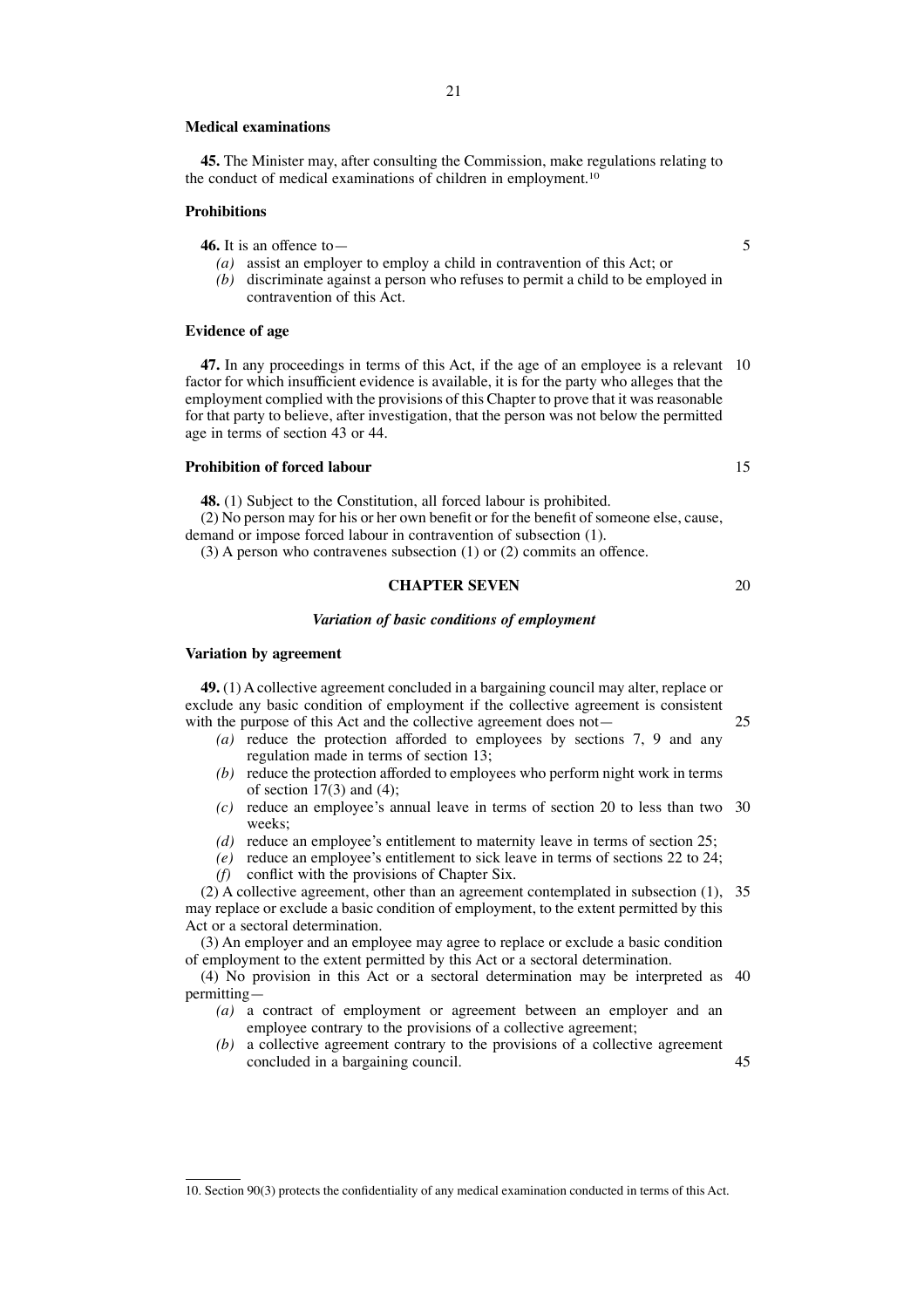**Medical examinations**

**45.** The Minister may, after consulting the Commission, make regulations relating to the conduct of medical examinations of children in employment.[10]

**Prohibitions**

**46.** It is an offence to—

*(a)* assist an employer to employ a child in contravention of this Act; or

*(b)* discriminate against a person who refuses to permit a child to be employed in contravention of this Act.

**Evidence of age**

**47.** In any proceedings in terms of this Act, if the age of an employee is a relevant factor for which insufficient evidence is available, it is for the party who alleges that the employment complied with the provisions of this Chapter to prove that it was reasonable for that party to believe, after investigation, that the person was not below the permitted age in terms of section 43 or 44.

**Prohibition of forced labour**

**48.** (1) Subject to the Constitution, all forced labour is prohibited.

(2) No person may for his or her own benefit or for the benefit of someone else, cause, demand or impose forced labour in contravention of subsection (1).

(3) A person who contravenes subsection (1) or (2) commits an offence.

## CHAPTER SEVEN

### *Variation of basic conditions of employment*

**Variation by agreement**

**49.** (1) A collective agreement concluded in a bargaining council may alter, replace or exclude any basic condition of employment if the collective agreement is consistent with the purpose of this Act and the collective agreement does not—

*(a)* reduce the protection afforded to employees by sections 7, 9 and any regulation made in terms of section 13;

*(b)* reduce the protection afforded to employees who perform night work in terms of section 17(3) and (4);

*(c)* reduce an employee's annual leave in terms of section 20 to less than two weeks;

*(d)* reduce an employee's entitlement to maternity leave in terms of section 25;

*(e)* reduce an employee's entitlement to sick leave in terms of sections 22 to 24;

*(f)* conflict with the provisions of Chapter Six.

(2) A collective agreement, other than an agreement contemplated in subsection (1), may replace or exclude a basic condition of employment, to the extent permitted by this Act or a sectoral determination.

(3) An employer and an employee may agree to replace or exclude a basic condition of employment to the extent permitted by this Act or a sectoral determination.

(4) No provision in this Act or a sectoral determination may be interpreted as permitting—

*(a)* a contract of employment or agreement between an employer and an employee contrary to the provisions of a collective agreement;

*(b)* a collective agreement contrary to the provisions of a collective agreement concluded in a bargaining council.

---

10. Section 90(3) protects the confidentiality of any medical examination conducted in terms of this Act.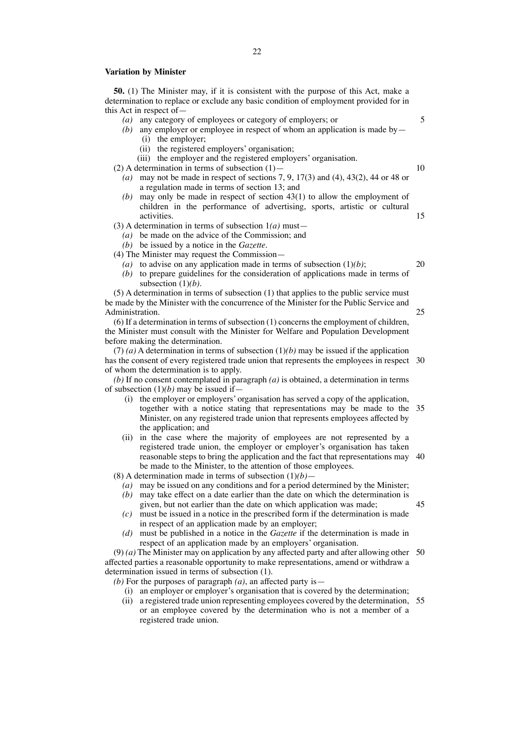**Variation by Minister**

**50.** (1) The Minister may, if it is consistent with the purpose of this Act, make a determination to replace or exclude any basic condition of employment provided for in this Act in respect of—

- *(a)* any category of employees or category of employers; or
- *(b)* any employer or employee in respect of whom an application is made by—
  - (i) the employer;
  - (ii) the registered employers' organisation;
  - (iii) the employer and the registered employers' organisation.

(2) A determination in terms of subsection (1)—

- *(a)* may not be made in respect of sections 7, 9, 17(3) and (4), 43(2), 44 or 48 or a regulation made in terms of section 13; and
- *(b)* may only be made in respect of section 43(1) to allow the employment of children in the performance of advertising, sports, artistic or cultural activities.

(3) A determination in terms of subsection 1*(a)* must—

- *(a)* be made on the advice of the Commission; and
- *(b)* be issued by a notice in the *Gazette*.

(4) The Minister may request the Commission—

- *(a)* to advise on any application made in terms of subsection (1)*(b)*;
- *(b)* to prepare guidelines for the consideration of applications made in terms of subsection (1)*(b)*.

(5) A determination in terms of subsection (1) that applies to the public service must be made by the Minister with the concurrence of the Minister for the Public Service and Administration.

(6) If a determination in terms of subsection (1) concerns the employment of children, the Minister must consult with the Minister for Welfare and Population Development before making the determination.

(7) *(a)* A determination in terms of subsection (1)*(b)* may be issued if the application has the consent of every registered trade union that represents the employees in respect of whom the determination is to apply.

*(b)* If no consent contemplated in paragraph *(a)* is obtained, a determination in terms of subsection (1)*(b)* may be issued if—

- (i) the employer or employers' organisation has served a copy of the application, together with a notice stating that representations may be made to the Minister, on any registered trade union that represents employees affected by the application; and
- (ii) in the case where the majority of employees are not represented by a registered trade union, the employer or employer's organisation has taken reasonable steps to bring the application and the fact that representations may be made to the Minister, to the attention of those employees.

(8) A determination made in terms of subsection (1)*(b)*—

- *(a)* may be issued on any conditions and for a period determined by the Minister;
- *(b)* may take effect on a date earlier than the date on which the determination is given, but not earlier than the date on which application was made;
- *(c)* must be issued in a notice in the prescribed form if the determination is made in respect of an application made by an employer;
- *(d)* must be published in a notice in the *Gazette* if the determination is made in respect of an application made by an employers' organisation.

(9) *(a)* The Minister may on application by any affected party and after allowing other affected parties a reasonable opportunity to make representations, amend or withdraw a determination issued in terms of subsection (1).

*(b)* For the purposes of paragraph *(a)*, an affected party is—

- (i) an employer or employer's organisation that is covered by the determination;
- (ii) a registered trade union representing employees covered by the determination, or an employee covered by the determination who is not a member of a registered trade union.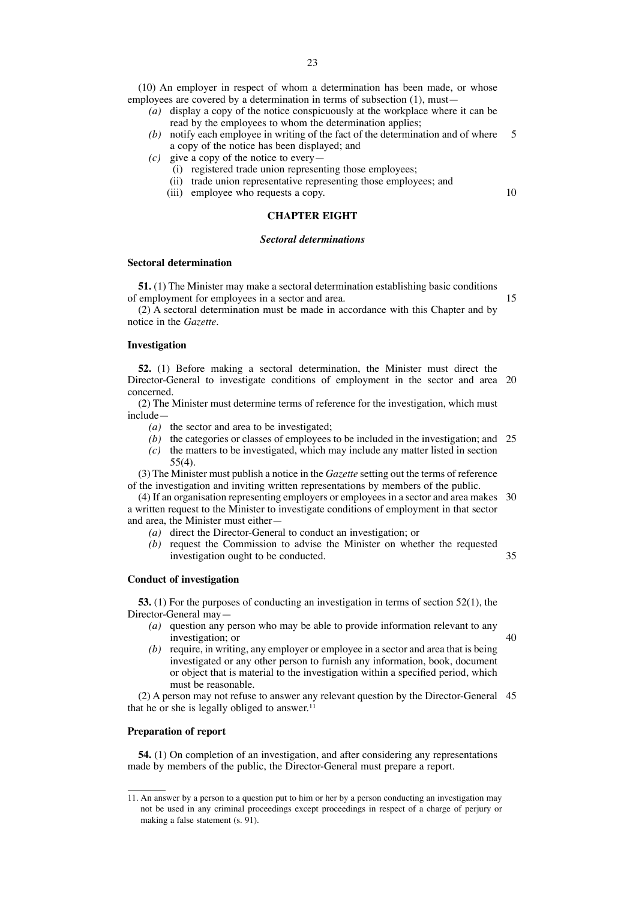(10) An employer in respect of whom a determination has been made, or whose employees are covered by a determination in terms of subsection (1), must—

- *(a)* display a copy of the notice conspicuously at the workplace where it can be read by the employees to whom the determination applies;
- *(b)* notify each employee in writing of the fact of the determination and of where a copy of the notice has been displayed; and
- *(c)* give a copy of the notice to every—
  - (i) registered trade union representing those employees;
  - (ii) trade union representative representing those employees; and
  - (iii) employee who requests a copy.

## CHAPTER EIGHT

### *Sectoral determinations*

#### Sectoral determination

**51.** (1) The Minister may make a sectoral determination establishing basic conditions of employment for employees in a sector and area.

(2) A sectoral determination must be made in accordance with this Chapter and by notice in the *Gazette*.

#### Investigation

**52.** (1) Before making a sectoral determination, the Minister must direct the Director-General to investigate conditions of employment in the sector and area concerned.

(2) The Minister must determine terms of reference for the investigation, which must include—

- *(a)* the sector and area to be investigated;
- *(b)* the categories or classes of employees to be included in the investigation; and
- *(c)* the matters to be investigated, which may include any matter listed in section 55(4).

(3) The Minister must publish a notice in the *Gazette* setting out the terms of reference of the investigation and inviting written representations by members of the public.

(4) If an organisation representing employers or employees in a sector and area makes a written request to the Minister to investigate conditions of employment in that sector and area, the Minister must either—

- *(a)* direct the Director-General to conduct an investigation; or
- *(b)* request the Commission to advise the Minister on whether the requested investigation ought to be conducted.

#### Conduct of investigation

**53.** (1) For the purposes of conducting an investigation in terms of section 52(1), the Director-General may—

- *(a)* question any person who may be able to provide information relevant to any investigation; or
- *(b)* require, in writing, any employer or employee in a sector and area that is being investigated or any other person to furnish any information, book, document or object that is material to the investigation within a specified period, which must be reasonable.

(2) A person may not refuse to answer any relevant question by the Director-General that he or she is legally obliged to answer.[11]

#### Preparation of report

**54.** (1) On completion of an investigation, and after considering any representations made by members of the public, the Director-General must prepare a report.

---

11. An answer by a person to a question put to him or her by a person conducting an investigation may not be used in any criminal proceedings except proceedings in respect of a charge of perjury or making a false statement (s. 91).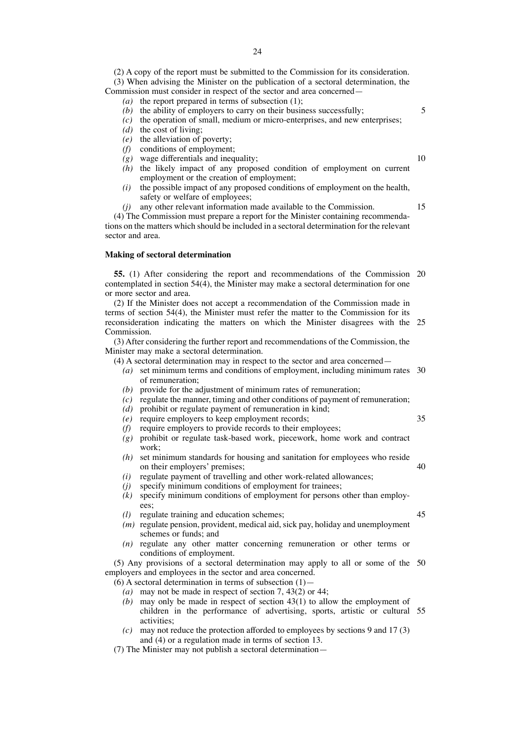(2) A copy of the report must be submitted to the Commission for its consideration.

(3) When advising the Minister on the publication of a sectoral determination, the Commission must consider in respect of the sector and area concerned—

- *(a)* the report prepared in terms of subsection (1);
- *(b)* the ability of employers to carry on their business successfully;
- *(c)* the operation of small, medium or micro-enterprises, and new enterprises;
- *(d)* the cost of living;
- *(e)* the alleviation of poverty;
- *(f)* conditions of employment;
- *(g)* wage differentials and inequality;
- *(h)* the likely impact of any proposed condition of employment on current employment or the creation of employment;
- *(i)* the possible impact of any proposed conditions of employment on the health, safety or welfare of employees;
- *(j)* any other relevant information made available to the Commission.

(4) The Commission must prepare a report for the Minister containing recommendations on the matters which should be included in a sectoral determination for the relevant sector and area.

**Making of sectoral determination**

**55.** (1) After considering the report and recommendations of the Commission contemplated in section 54(4), the Minister may make a sectoral determination for one or more sector and area.

(2) If the Minister does not accept a recommendation of the Commission made in terms of section 54(4), the Minister must refer the matter to the Commission for its reconsideration indicating the matters on which the Minister disagrees with the Commission.

(3) After considering the further report and recommendations of the Commission, the Minister may make a sectoral determination.

(4) A sectoral determination may in respect to the sector and area concerned—

- *(a)* set minimum terms and conditions of employment, including minimum rates of remuneration;
- *(b)* provide for the adjustment of minimum rates of remuneration;
- *(c)* regulate the manner, timing and other conditions of payment of remuneration;
- *(d)* prohibit or regulate payment of remuneration in kind;
- *(e)* require employers to keep employment records;
- *(f)* require employers to provide records to their employees;
- *(g)* prohibit or regulate task-based work, piecework, home work and contract work;
- *(h)* set minimum standards for housing and sanitation for employees who reside on their employers' premises;
- *(i)* regulate payment of travelling and other work-related allowances;
- *(j)* specify minimum conditions of employment for trainees;
- *(k)* specify minimum conditions of employment for persons other than employees;
- *(l)* regulate training and education schemes;
- *(m)* regulate pension, provident, medical aid, sick pay, holiday and unemployment schemes or funds; and
- *(n)* regulate any other matter concerning remuneration or other terms or conditions of employment.

(5) Any provisions of a sectoral determination may apply to all or some of the employers and employees in the sector and area concerned.

(6) A sectoral determination in terms of subsection (1)—

- *(a)* may not be made in respect of section 7, 43(2) or 44;
- *(b)* may only be made in respect of section 43(1) to allow the employment of children in the performance of advertising, sports, artistic or cultural activities;
- *(c)* may not reduce the protection afforded to employees by sections 9 and 17 (3) and (4) or a regulation made in terms of section 13.

(7) The Minister may not publish a sectoral determination—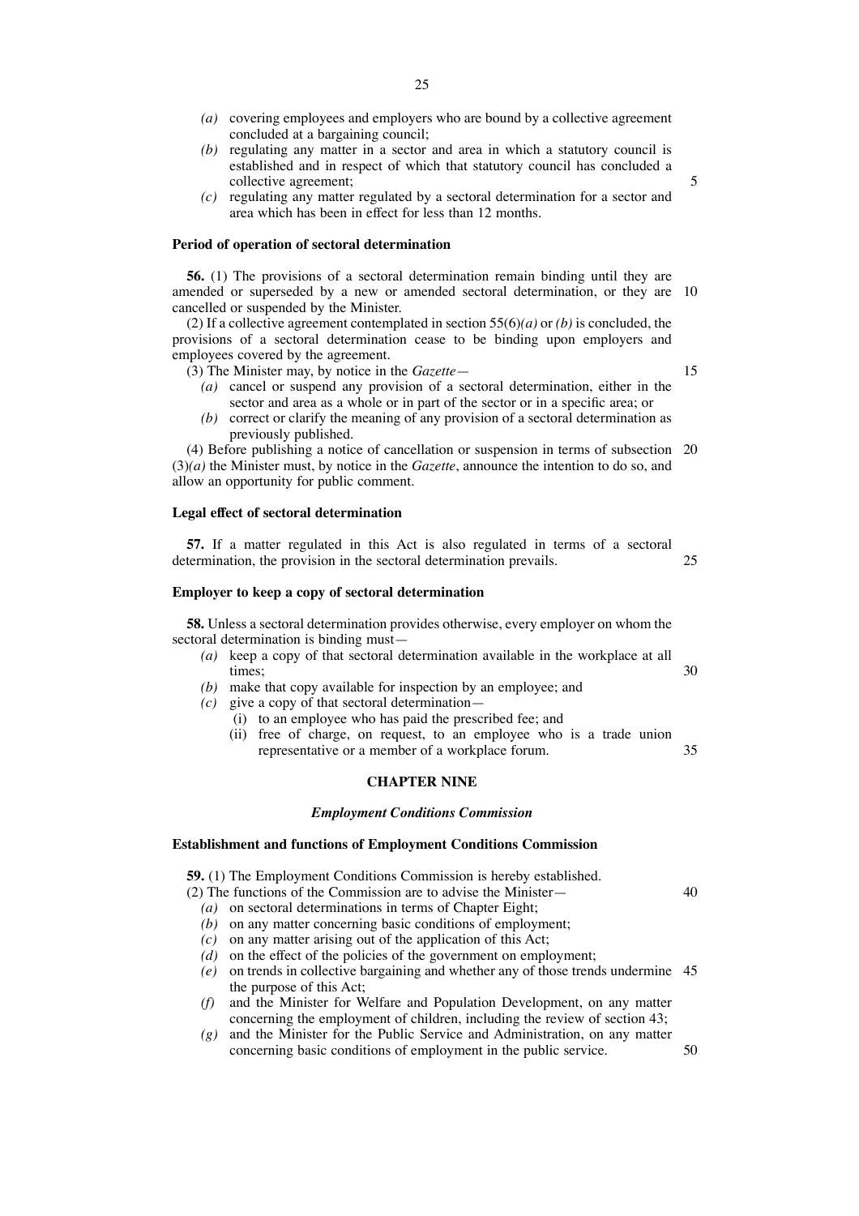*(a)* covering employees and employers who are bound by a collective agreement concluded at a bargaining council;

*(b)* regulating any matter in a sector and area in which a statutory council is established and in respect of which that statutory council has concluded a collective agreement;

*(c)* regulating any matter regulated by a sectoral determination for a sector and area which has been in effect for less than 12 months.

**Period of operation of sectoral determination**

**56.** (1) The provisions of a sectoral determination remain binding until they are amended or superseded by a new or amended sectoral determination, or they are cancelled or suspended by the Minister.

(2) If a collective agreement contemplated in section 55(6)*(a)* or *(b)* is concluded, the provisions of a sectoral determination cease to be binding upon employers and employees covered by the agreement.

(3) The Minister may, by notice in the *Gazette*—

*(a)* cancel or suspend any provision of a sectoral determination, either in the sector and area as a whole or in part of the sector or in a specific area; or

*(b)* correct or clarify the meaning of any provision of a sectoral determination as previously published.

(4) Before publishing a notice of cancellation or suspension in terms of subsection (3)*(a)* the Minister must, by notice in the *Gazette*, announce the intention to do so, and allow an opportunity for public comment.

**Legal effect of sectoral determination**

**57.** If a matter regulated in this Act is also regulated in terms of a sectoral determination, the provision in the sectoral determination prevails.

**Employer to keep a copy of sectoral determination**

**58.** Unless a sectoral determination provides otherwise, every employer on whom the sectoral determination is binding must—

*(a)* keep a copy of that sectoral determination available in the workplace at all times;

*(b)* make that copy available for inspection by an employee; and

*(c)* give a copy of that sectoral determination—

(i) to an employee who has paid the prescribed fee; and

(ii) free of charge, on request, to an employee who is a trade union representative or a member of a workplace forum.

## CHAPTER NINE

### *Employment Conditions Commission*

**Establishment and functions of Employment Conditions Commission**

**59.** (1) The Employment Conditions Commission is hereby established.

(2) The functions of the Commission are to advise the Minister—

*(a)* on sectoral determinations in terms of Chapter Eight;

*(b)* on any matter concerning basic conditions of employment;

*(c)* on any matter arising out of the application of this Act;

*(d)* on the effect of the policies of the government on employment;

*(e)* on trends in collective bargaining and whether any of those trends undermine the purpose of this Act;

*(f)* and the Minister for Welfare and Population Development, on any matter concerning the employment of children, including the review of section 43;

*(g)* and the Minister for the Public Service and Administration, on any matter concerning basic conditions of employment in the public service.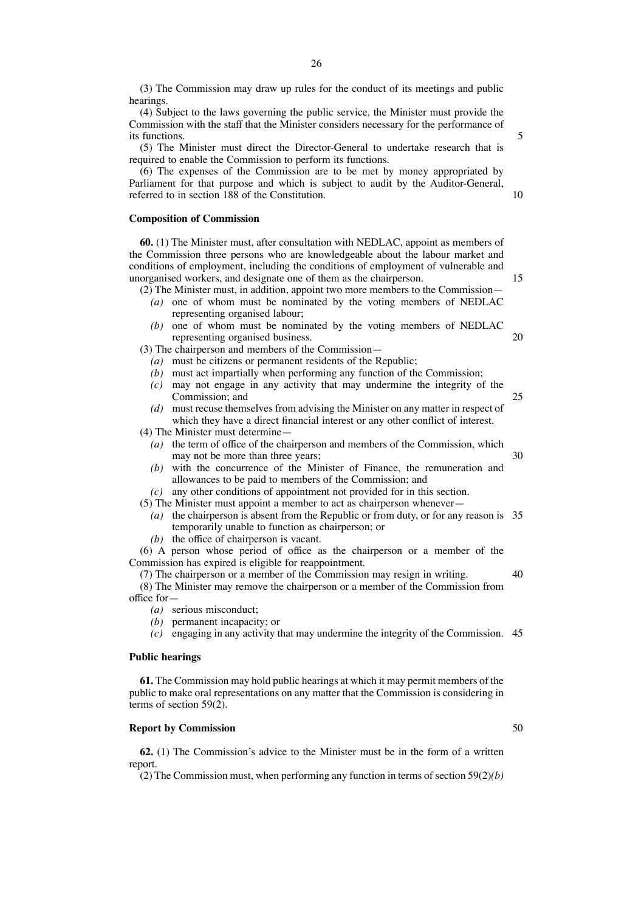(3) The Commission may draw up rules for the conduct of its meetings and public hearings.

(4) Subject to the laws governing the public service, the Minister must provide the Commission with the staff that the Minister considers necessary for the performance of its functions.

(5) The Minister must direct the Director-General to undertake research that is required to enable the Commission to perform its functions.

(6) The expenses of the Commission are to be met by money appropriated by Parliament for that purpose and which is subject to audit by the Auditor-General, referred to in section 188 of the Constitution.

**Composition of Commission**

**60.** (1) The Minister must, after consultation with NEDLAC, appoint as members of the Commission three persons who are knowledgeable about the labour market and conditions of employment, including the conditions of employment of vulnerable and unorganised workers, and designate one of them as the chairperson.

(2) The Minister must, in addition, appoint two more members to the Commission—

*(a)* one of whom must be nominated by the voting members of NEDLAC representing organised labour;

*(b)* one of whom must be nominated by the voting members of NEDLAC representing organised business.

(3) The chairperson and members of the Commission—

*(a)* must be citizens or permanent residents of the Republic;

*(b)* must act impartially when performing any function of the Commission;

*(c)* may not engage in any activity that may undermine the integrity of the Commission; and

*(d)* must recuse themselves from advising the Minister on any matter in respect of which they have a direct financial interest or any other conflict of interest.

(4) The Minister must determine—

*(a)* the term of office of the chairperson and members of the Commission, which may not be more than three years;

*(b)* with the concurrence of the Minister of Finance, the remuneration and allowances to be paid to members of the Commission; and

*(c)* any other conditions of appointment not provided for in this section.

(5) The Minister must appoint a member to act as chairperson whenever—

*(a)* the chairperson is absent from the Republic or from duty, or for any reason is temporarily unable to function as chairperson; or

*(b)* the office of chairperson is vacant.

(6) A person whose period of office as the chairperson or a member of the Commission has expired is eligible for reappointment.

(7) The chairperson or a member of the Commission may resign in writing.

(8) The Minister may remove the chairperson or a member of the Commission from office for—

*(a)* serious misconduct;

*(b)* permanent incapacity; or

*(c)* engaging in any activity that may undermine the integrity of the Commission.

**Public hearings**

**61.** The Commission may hold public hearings at which it may permit members of the public to make oral representations on any matter that the Commission is considering in terms of section 59(2).

**Report by Commission**

**62.** (1) The Commission's advice to the Minister must be in the form of a written report.

(2) The Commission must, when performing any function in terms of section 59(2)*(b)*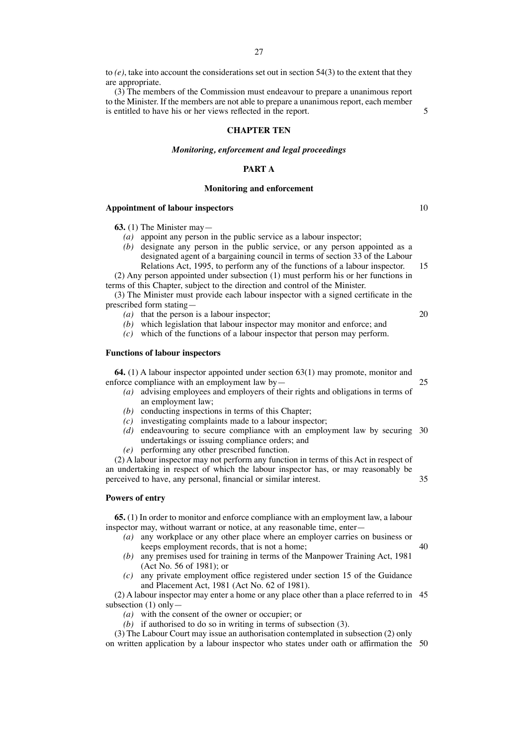to *(e)*, take into account the considerations set out in section 54(3) to the extent that they are appropriate.

(3) The members of the Commission must endeavour to prepare a unanimous report to the Minister. If the members are not able to prepare a unanimous report, each member is entitled to have his or her views reflected in the report.

## CHAPTER TEN

### *Monitoring, enforcement and legal proceedings*

### PART A

### Monitoring and enforcement

**Appointment of labour inspectors**

**63.** (1) The Minister may—

*(a)* appoint any person in the public service as a labour inspector;

*(b)* designate any person in the public service, or any person appointed as a designated agent of a bargaining council in terms of section 33 of the Labour Relations Act, 1995, to perform any of the functions of a labour inspector.

(2) Any person appointed under subsection (1) must perform his or her functions in terms of this Chapter, subject to the direction and control of the Minister.

(3) The Minister must provide each labour inspector with a signed certificate in the prescribed form stating—

*(a)* that the person is a labour inspector;

*(b)* which legislation that labour inspector may monitor and enforce; and

*(c)* which of the functions of a labour inspector that person may perform.

**Functions of labour inspectors**

**64.** (1) A labour inspector appointed under section 63(1) may promote, monitor and enforce compliance with an employment law by—

*(a)* advising employees and employers of their rights and obligations in terms of an employment law;

*(b)* conducting inspections in terms of this Chapter;

*(c)* investigating complaints made to a labour inspector;

*(d)* endeavouring to secure compliance with an employment law by securing undertakings or issuing compliance orders; and

*(e)* performing any other prescribed function.

(2) A labour inspector may not perform any function in terms of this Act in respect of an undertaking in respect of which the labour inspector has, or may reasonably be perceived to have, any personal, financial or similar interest.

**Powers of entry**

**65.** (1) In order to monitor and enforce compliance with an employment law, a labour inspector may, without warrant or notice, at any reasonable time, enter—

*(a)* any workplace or any other place where an employer carries on business or keeps employment records, that is not a home;

*(b)* any premises used for training in terms of the Manpower Training Act, 1981 (Act No. 56 of 1981); or

*(c)* any private employment office registered under section 15 of the Guidance and Placement Act, 1981 (Act No. 62 of 1981).

(2) A labour inspector may enter a home or any place other than a place referred to in subsection (1) only—

*(a)* with the consent of the owner or occupier; or

*(b)* if authorised to do so in writing in terms of subsection (3).

(3) The Labour Court may issue an authorisation contemplated in subsection (2) only on written application by a labour inspector who states under oath or affirmation the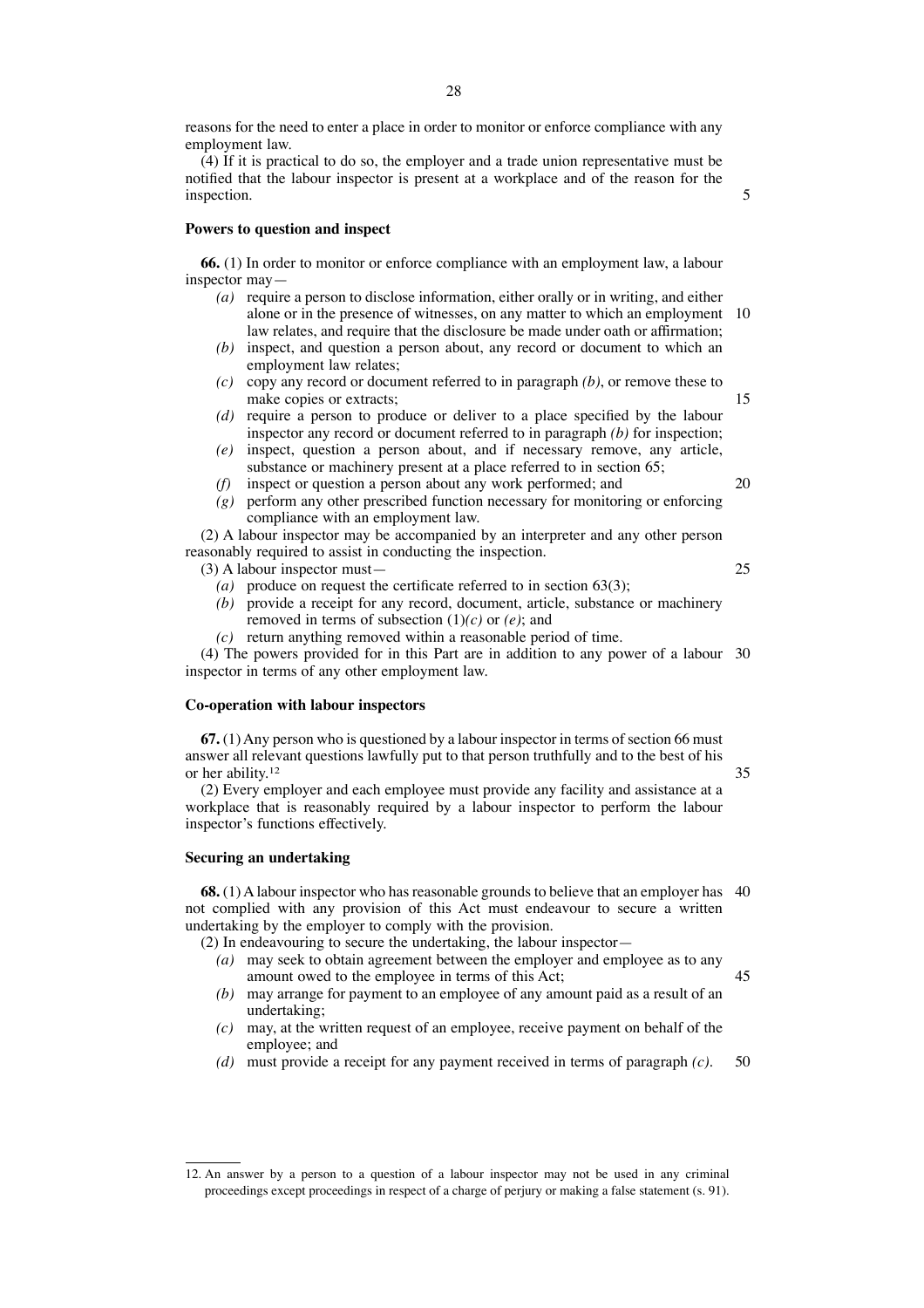reasons for the need to enter a place in order to monitor or enforce compliance with any employment law.

(4) If it is practical to do so, the employer and a trade union representative must be notified that the labour inspector is present at a workplace and of the reason for the inspection.

**Powers to question and inspect**

**66.** (1) In order to monitor or enforce compliance with an employment law, a labour inspector may—

*(a)* require a person to disclose information, either orally or in writing, and either alone or in the presence of witnesses, on any matter to which an employment law relates, and require that the disclosure be made under oath or affirmation;

*(b)* inspect, and question a person about, any record or document to which an employment law relates;

*(c)* copy any record or document referred to in paragraph *(b)*, or remove these to make copies or extracts;

*(d)* require a person to produce or deliver to a place specified by the labour inspector any record or document referred to in paragraph *(b)* for inspection;

*(e)* inspect, question a person about, and if necessary remove, any article, substance or machinery present at a place referred to in section 65;

*(f)* inspect or question a person about any work performed; and

*(g)* perform any other prescribed function necessary for monitoring or enforcing compliance with an employment law.

(2) A labour inspector may be accompanied by an interpreter and any other person reasonably required to assist in conducting the inspection.

(3) A labour inspector must—

*(a)* produce on request the certificate referred to in section 63(3);

*(b)* provide a receipt for any record, document, article, substance or machinery removed in terms of subsection (1)*(c)* or *(e)*; and

*(c)* return anything removed within a reasonable period of time.

(4) The powers provided for in this Part are in addition to any power of a labour inspector in terms of any other employment law.

**Co-operation with labour inspectors**

**67.** (1) Any person who is questioned by a labour inspector in terms of section 66 must answer all relevant questions lawfully put to that person truthfully and to the best of his or her ability.[12]

(2) Every employer and each employee must provide any facility and assistance at a workplace that is reasonably required by a labour inspector to perform the labour inspector's functions effectively.

**Securing an undertaking**

**68.** (1) A labour inspector who has reasonable grounds to believe that an employer has not complied with any provision of this Act must endeavour to secure a written undertaking by the employer to comply with the provision.

(2) In endeavouring to secure the undertaking, the labour inspector—

*(a)* may seek to obtain agreement between the employer and employee as to any amount owed to the employee in terms of this Act;

*(b)* may arrange for payment to an employee of any amount paid as a result of an undertaking;

*(c)* may, at the written request of an employee, receive payment on behalf of the employee; and

*(d)* must provide a receipt for any payment received in terms of paragraph *(c)*.

---

12. An answer by a person to a question of a labour inspector may not be used in any criminal proceedings except proceedings in respect of a charge of perjury or making a false statement (s. 91).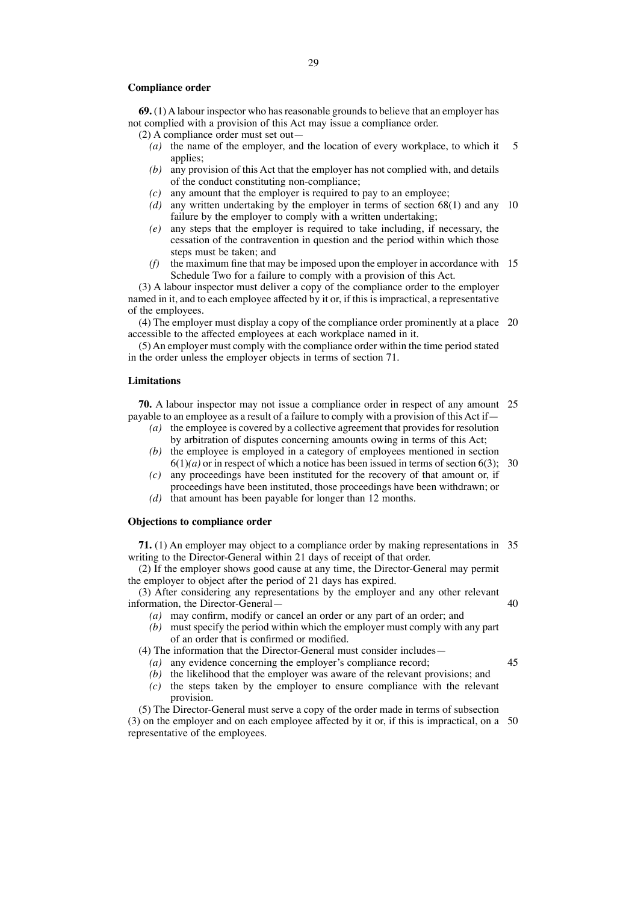**Compliance order**

**69.** (1) A labour inspector who has reasonable grounds to believe that an employer has not complied with a provision of this Act may issue a compliance order.

(2) A compliance order must set out—

*(a)* the name of the employer, and the location of every workplace, to which it applies;

*(b)* any provision of this Act that the employer has not complied with, and details of the conduct constituting non-compliance;

*(c)* any amount that the employer is required to pay to an employee;

*(d)* any written undertaking by the employer in terms of section 68(1) and any failure by the employer to comply with a written undertaking;

*(e)* any steps that the employer is required to take including, if necessary, the cessation of the contravention in question and the period within which those steps must be taken; and

*(f)* the maximum fine that may be imposed upon the employer in accordance with Schedule Two for a failure to comply with a provision of this Act.

(3) A labour inspector must deliver a copy of the compliance order to the employer named in it, and to each employee affected by it or, if this is impractical, a representative of the employees.

(4) The employer must display a copy of the compliance order prominently at a place accessible to the affected employees at each workplace named in it.

(5) An employer must comply with the compliance order within the time period stated in the order unless the employer objects in terms of section 71.

**Limitations**

**70.** A labour inspector may not issue a compliance order in respect of any amount payable to an employee as a result of a failure to comply with a provision of this Act if—

*(a)* the employee is covered by a collective agreement that provides for resolution by arbitration of disputes concerning amounts owing in terms of this Act;

*(b)* the employee is employed in a category of employees mentioned in section 6(1)*(a)* or in respect of which a notice has been issued in terms of section 6(3);

*(c)* any proceedings have been instituted for the recovery of that amount or, if proceedings have been instituted, those proceedings have been withdrawn; or

*(d)* that amount has been payable for longer than 12 months.

**Objections to compliance order**

**71.** (1) An employer may object to a compliance order by making representations in writing to the Director-General within 21 days of receipt of that order.

(2) If the employer shows good cause at any time, the Director-General may permit the employer to object after the period of 21 days has expired.

(3) After considering any representations by the employer and any other relevant information, the Director-General—

*(a)* may confirm, modify or cancel an order or any part of an order; and

*(b)* must specify the period within which the employer must comply with any part of an order that is confirmed or modified.

(4) The information that the Director-General must consider includes—

*(a)* any evidence concerning the employer's compliance record;

*(b)* the likelihood that the employer was aware of the relevant provisions; and

*(c)* the steps taken by the employer to ensure compliance with the relevant provision.

(5) The Director-General must serve a copy of the order made in terms of subsection (3) on the employer and on each employee affected by it or, if this is impractical, on a representative of the employees.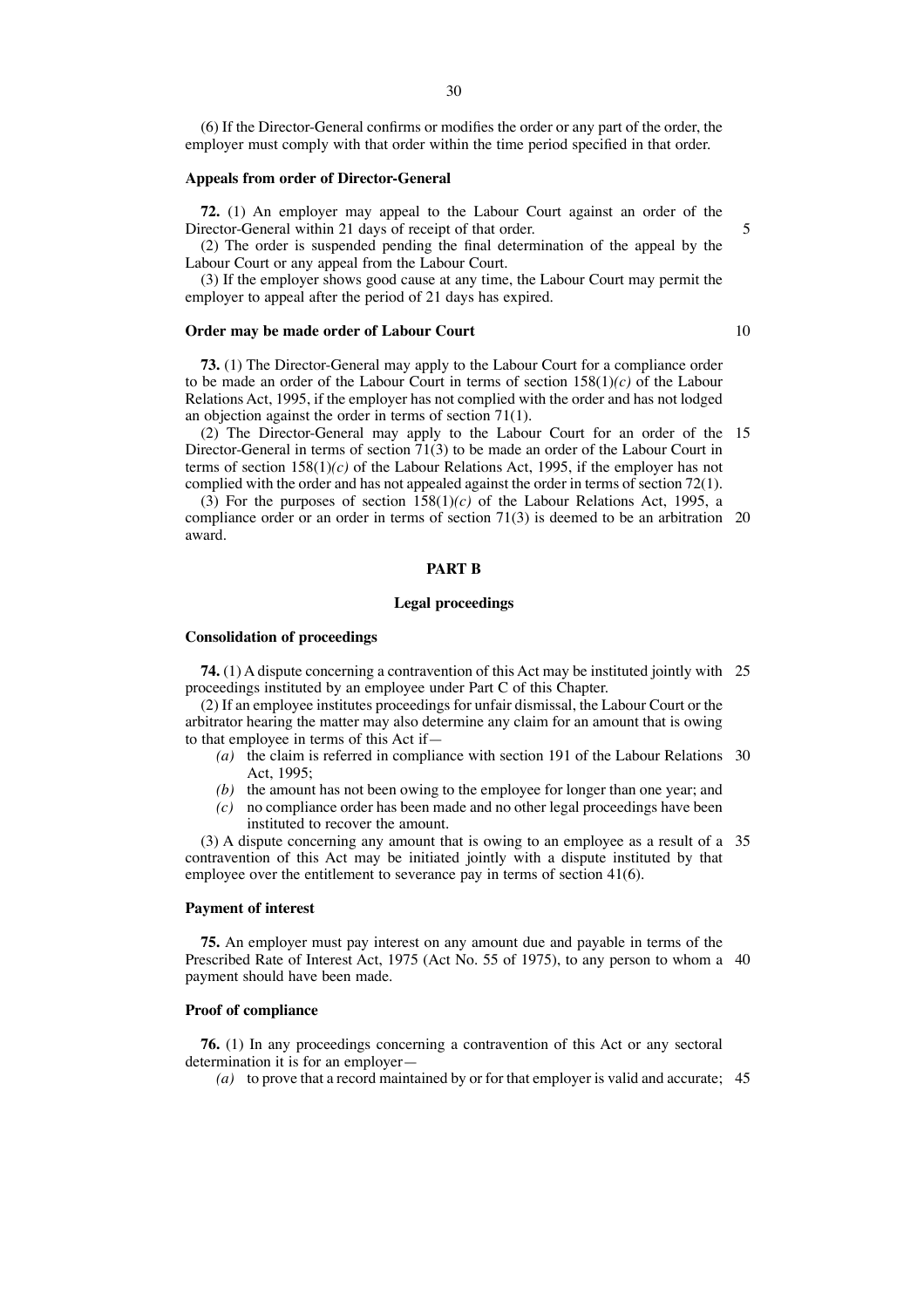(6) If the Director-General confirms or modifies the order or any part of the order, the employer must comply with that order within the time period specified in that order.

**Appeals from order of Director-General**

**72.** (1) An employer may appeal to the Labour Court against an order of the Director-General within 21 days of receipt of that order.

(2) The order is suspended pending the final determination of the appeal by the Labour Court or any appeal from the Labour Court.

(3) If the employer shows good cause at any time, the Labour Court may permit the employer to appeal after the period of 21 days has expired.

**Order may be made order of Labour Court**

**73.** (1) The Director-General may apply to the Labour Court for a compliance order to be made an order of the Labour Court in terms of section 158(1)*(c)* of the Labour Relations Act, 1995, if the employer has not complied with the order and has not lodged an objection against the order in terms of section 71(1).

(2) The Director-General may apply to the Labour Court for an order of the Director-General in terms of section 71(3) to be made an order of the Labour Court in terms of section 158(1)*(c)* of the Labour Relations Act, 1995, if the employer has not complied with the order and has not appealed against the order in terms of section 72(1).

(3) For the purposes of section 158(1)*(c)* of the Labour Relations Act, 1995, a compliance order or an order in terms of section 71(3) is deemed to be an arbitration award.

## PART B

### Legal proceedings

**Consolidation of proceedings**

**74.** (1) A dispute concerning a contravention of this Act may be instituted jointly with proceedings instituted by an employee under Part C of this Chapter.

(2) If an employee institutes proceedings for unfair dismissal, the Labour Court or the arbitrator hearing the matter may also determine any claim for an amount that is owing to that employee in terms of this Act if—

*(a)* the claim is referred in compliance with section 191 of the Labour Relations Act, 1995;

*(b)* the amount has not been owing to the employee for longer than one year; and

*(c)* no compliance order has been made and no other legal proceedings have been instituted to recover the amount.

(3) A dispute concerning any amount that is owing to an employee as a result of a contravention of this Act may be initiated jointly with a dispute instituted by that employee over the entitlement to severance pay in terms of section 41(6).

**Payment of interest**

**75.** An employer must pay interest on any amount due and payable in terms of the Prescribed Rate of Interest Act, 1975 (Act No. 55 of 1975), to any person to whom a payment should have been made.

**Proof of compliance**

**76.** (1) In any proceedings concerning a contravention of this Act or any sectoral determination it is for an employer—

*(a)* to prove that a record maintained by or for that employer is valid and accurate;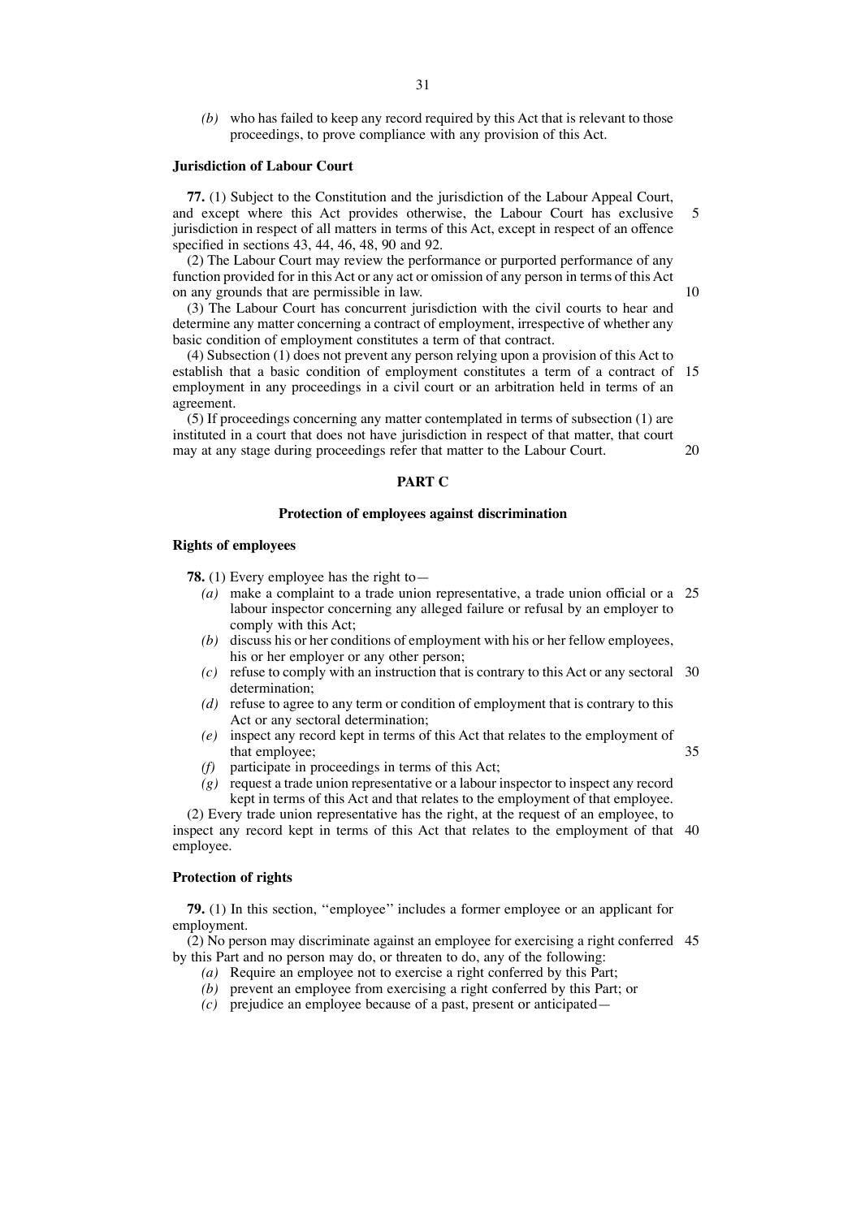*(b)* who has failed to keep any record required by this Act that is relevant to those proceedings, to prove compliance with any provision of this Act.

**Jurisdiction of Labour Court**

**77.** (1) Subject to the Constitution and the jurisdiction of the Labour Appeal Court, and except where this Act provides otherwise, the Labour Court has exclusive jurisdiction in respect of all matters in terms of this Act, except in respect of an offence specified in sections 43, 44, 46, 48, 90 and 92.

(2) The Labour Court may review the performance or purported performance of any function provided for in this Act or any act or omission of any person in terms of this Act on any grounds that are permissible in law.

(3) The Labour Court has concurrent jurisdiction with the civil courts to hear and determine any matter concerning a contract of employment, irrespective of whether any basic condition of employment constitutes a term of that contract.

(4) Subsection (1) does not prevent any person relying upon a provision of this Act to establish that a basic condition of employment constitutes a term of a contract of employment in any proceedings in a civil court or an arbitration held in terms of an agreement.

(5) If proceedings concerning any matter contemplated in terms of subsection (1) are instituted in a court that does not have jurisdiction in respect of that matter, that court may at any stage during proceedings refer that matter to the Labour Court.

## PART C

### Protection of employees against discrimination

**Rights of employees**

**78.** (1) Every employee has the right to—

*(a)* make a complaint to a trade union representative, a trade union official or a labour inspector concerning any alleged failure or refusal by an employer to comply with this Act;

*(b)* discuss his or her conditions of employment with his or her fellow employees, his or her employer or any other person;

*(c)* refuse to comply with an instruction that is contrary to this Act or any sectoral determination;

*(d)* refuse to agree to any term or condition of employment that is contrary to this Act or any sectoral determination;

*(e)* inspect any record kept in terms of this Act that relates to the employment of that employee;

*(f)* participate in proceedings in terms of this Act;

*(g)* request a trade union representative or a labour inspector to inspect any record kept in terms of this Act and that relates to the employment of that employee.

(2) Every trade union representative has the right, at the request of an employee, to inspect any record kept in terms of this Act that relates to the employment of that employee.

**Protection of rights**

**79.** (1) In this section, ''employee'' includes a former employee or an applicant for employment.

(2) No person may discriminate against an employee for exercising a right conferred by this Part and no person may do, or threaten to do, any of the following:

*(a)* Require an employee not to exercise a right conferred by this Part;

*(b)* prevent an employee from exercising a right conferred by this Part; or

*(c)* prejudice an employee because of a past, present or anticipated—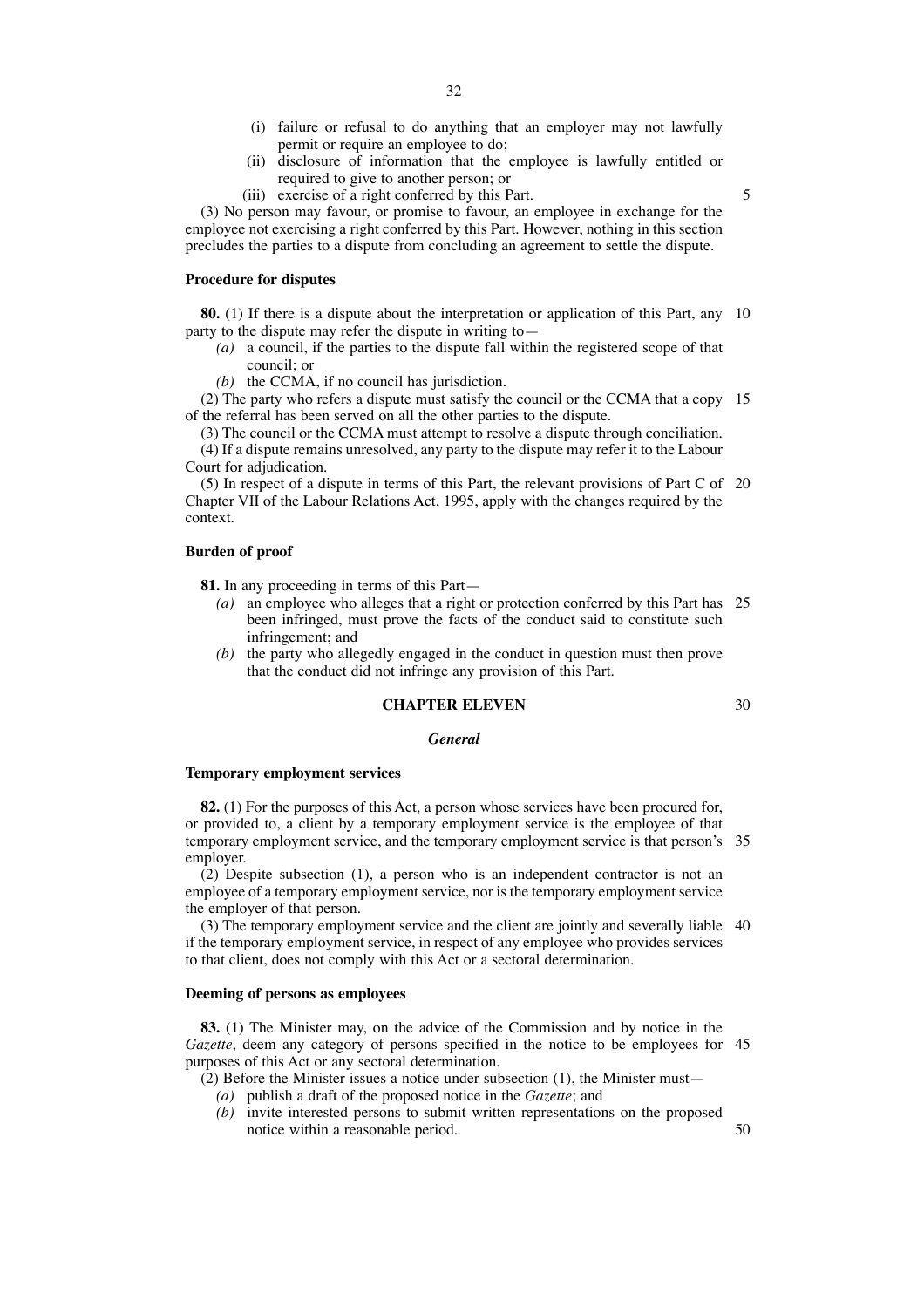(i) failure or refusal to do anything that an employer may not lawfully permit or require an employee to do;

(ii) disclosure of information that the employee is lawfully entitled or required to give to another person; or

(iii) exercise of a right conferred by this Part.

(3) No person may favour, or promise to favour, an employee in exchange for the employee not exercising a right conferred by this Part. However, nothing in this section precludes the parties to a dispute from concluding an agreement to settle the dispute.

**Procedure for disputes**

**80.** (1) If there is a dispute about the interpretation or application of this Part, any party to the dispute may refer the dispute in writing to—

*(a)* a council, if the parties to the dispute fall within the registered scope of that council; or

*(b)* the CCMA, if no council has jurisdiction.

(2) The party who refers a dispute must satisfy the council or the CCMA that a copy of the referral has been served on all the other parties to the dispute.

(3) The council or the CCMA must attempt to resolve a dispute through conciliation.

(4) If a dispute remains unresolved, any party to the dispute may refer it to the Labour Court for adjudication.

(5) In respect of a dispute in terms of this Part, the relevant provisions of Part C of Chapter VII of the Labour Relations Act, 1995, apply with the changes required by the context.

**Burden of proof**

**81.** In any proceeding in terms of this Part—

*(a)* an employee who alleges that a right or protection conferred by this Part has been infringed, must prove the facts of the conduct said to constitute such infringement; and

*(b)* the party who allegedly engaged in the conduct in question must then prove that the conduct did not infringe any provision of this Part.

## CHAPTER ELEVEN

### *General*

**Temporary employment services**

**82.** (1) For the purposes of this Act, a person whose services have been procured for, or provided to, a client by a temporary employment service is the employee of that temporary employment service, and the temporary employment service is that person's employer.

(2) Despite subsection (1), a person who is an independent contractor is not an employee of a temporary employment service, nor is the temporary employment service the employer of that person.

(3) The temporary employment service and the client are jointly and severally liable if the temporary employment service, in respect of any employee who provides services to that client, does not comply with this Act or a sectoral determination.

**Deeming of persons as employees**

**83.** (1) The Minister may, on the advice of the Commission and by notice in the *Gazette*, deem any category of persons specified in the notice to be employees for purposes of this Act or any sectoral determination.

(2) Before the Minister issues a notice under subsection (1), the Minister must—

*(a)* publish a draft of the proposed notice in the *Gazette*; and

*(b)* invite interested persons to submit written representations on the proposed notice within a reasonable period.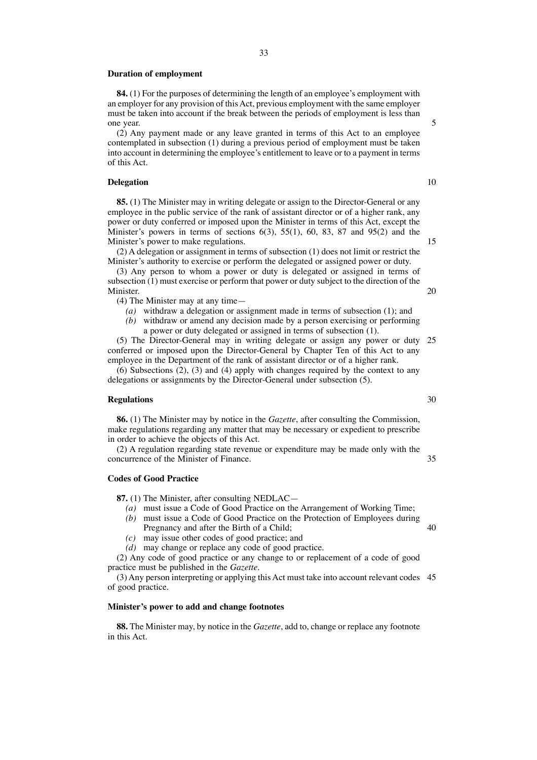### Duration of employment

**84.** (1) For the purposes of determining the length of an employee's employment with an employer for any provision of this Act, previous employment with the same employer must be taken into account if the break between the periods of employment is less than one year.

(2) Any payment made or any leave granted in terms of this Act to an employee contemplated in subsection (1) during a previous period of employment must be taken into account in determining the employee's entitlement to leave or to a payment in terms of this Act.

### Delegation

**85.** (1) The Minister may in writing delegate or assign to the Director-General or any employee in the public service of the rank of assistant director or of a higher rank, any power or duty conferred or imposed upon the Minister in terms of this Act, except the Minister's powers in terms of sections 6(3), 55(1), 60, 83, 87 and 95(2) and the Minister's power to make regulations.

(2) A delegation or assignment in terms of subsection (1) does not limit or restrict the Minister's authority to exercise or perform the delegated or assigned power or duty.

(3) Any person to whom a power or duty is delegated or assigned in terms of subsection (1) must exercise or perform that power or duty subject to the direction of the Minister.

(4) The Minister may at any time—

*(a)* withdraw a delegation or assignment made in terms of subsection (1); and

*(b)* withdraw or amend any decision made by a person exercising or performing a power or duty delegated or assigned in terms of subsection (1).

(5) The Director-General may in writing delegate or assign any power or duty conferred or imposed upon the Director-General by Chapter Ten of this Act to any employee in the Department of the rank of assistant director or of a higher rank.

(6) Subsections (2), (3) and (4) apply with changes required by the context to any delegations or assignments by the Director-General under subsection (5).

### Regulations

**86.** (1) The Minister may by notice in the *Gazette*, after consulting the Commission, make regulations regarding any matter that may be necessary or expedient to prescribe in order to achieve the objects of this Act.

(2) A regulation regarding state revenue or expenditure may be made only with the concurrence of the Minister of Finance.

### Codes of Good Practice

**87.** (1) The Minister, after consulting NEDLAC—

*(a)* must issue a Code of Good Practice on the Arrangement of Working Time;

*(b)* must issue a Code of Good Practice on the Protection of Employees during Pregnancy and after the Birth of a Child;

*(c)* may issue other codes of good practice; and

*(d)* may change or replace any code of good practice.

(2) Any code of good practice or any change to or replacement of a code of good practice must be published in the *Gazette*.

(3) Any person interpreting or applying this Act must take into account relevant codes of good practice.

### Minister's power to add and change footnotes

**88.** The Minister may, by notice in the *Gazette*, add to, change or replace any footnote in this Act.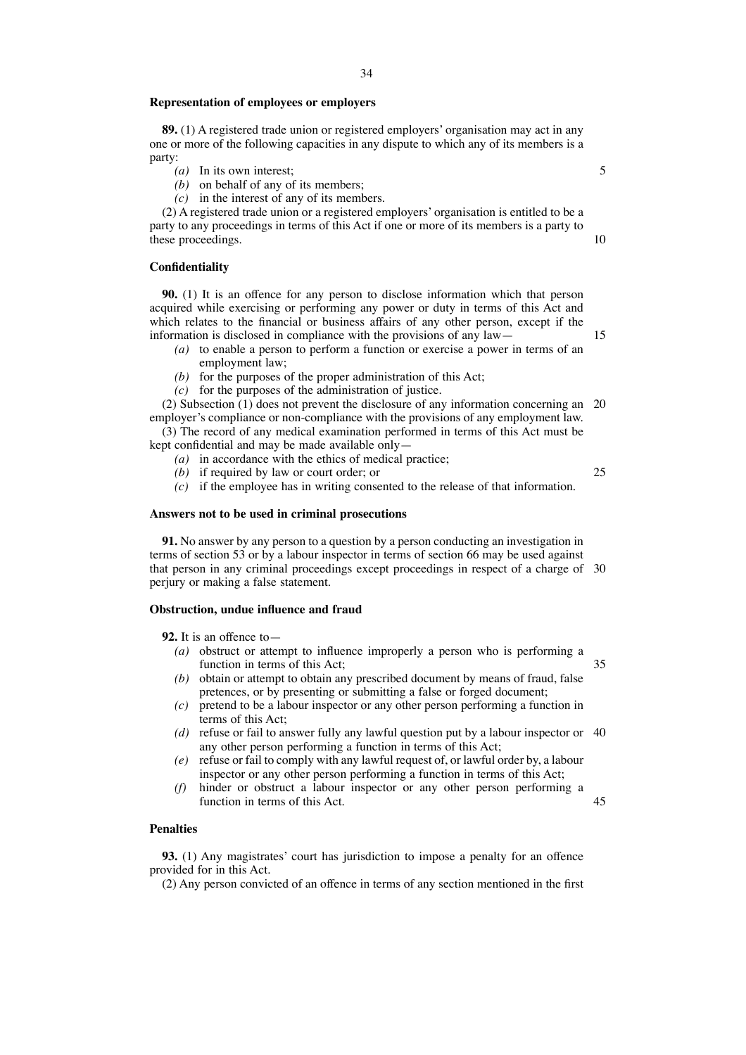**Representation of employees or employers**

**89.** (1) A registered trade union or registered employers' organisation may act in any one or more of the following capacities in any dispute to which any of its members is a party:

*(a)* In its own interest;

*(b)* on behalf of any of its members;

*(c)* in the interest of any of its members.

(2) A registered trade union or a registered employers' organisation is entitled to be a party to any proceedings in terms of this Act if one or more of its members is a party to these proceedings.

**Confidentiality**

**90.** (1) It is an offence for any person to disclose information which that person acquired while exercising or performing any power or duty in terms of this Act and which relates to the financial or business affairs of any other person, except if the information is disclosed in compliance with the provisions of any law—

*(a)* to enable a person to perform a function or exercise a power in terms of an employment law;

*(b)* for the purposes of the proper administration of this Act;

*(c)* for the purposes of the administration of justice.

(2) Subsection (1) does not prevent the disclosure of any information concerning an employer's compliance or non-compliance with the provisions of any employment law.

(3) The record of any medical examination performed in terms of this Act must be kept confidential and may be made available only—

*(a)* in accordance with the ethics of medical practice;

*(b)* if required by law or court order; or

*(c)* if the employee has in writing consented to the release of that information.

**Answers not to be used in criminal prosecutions**

**91.** No answer by any person to a question by a person conducting an investigation in terms of section 53 or by a labour inspector in terms of section 66 may be used against that person in any criminal proceedings except proceedings in respect of a charge of perjury or making a false statement.

**Obstruction, undue influence and fraud**

**92.** It is an offence to—

*(a)* obstruct or attempt to influence improperly a person who is performing a function in terms of this Act;

*(b)* obtain or attempt to obtain any prescribed document by means of fraud, false pretences, or by presenting or submitting a false or forged document;

*(c)* pretend to be a labour inspector or any other person performing a function in terms of this Act;

*(d)* refuse or fail to answer fully any lawful question put by a labour inspector or any other person performing a function in terms of this Act;

*(e)* refuse or fail to comply with any lawful request of, or lawful order by, a labour inspector or any other person performing a function in terms of this Act;

*(f)* hinder or obstruct a labour inspector or any other person performing a function in terms of this Act.

**Penalties**

**93.** (1) Any magistrates' court has jurisdiction to impose a penalty for an offence provided for in this Act.

(2) Any person convicted of an offence in terms of any section mentioned in the first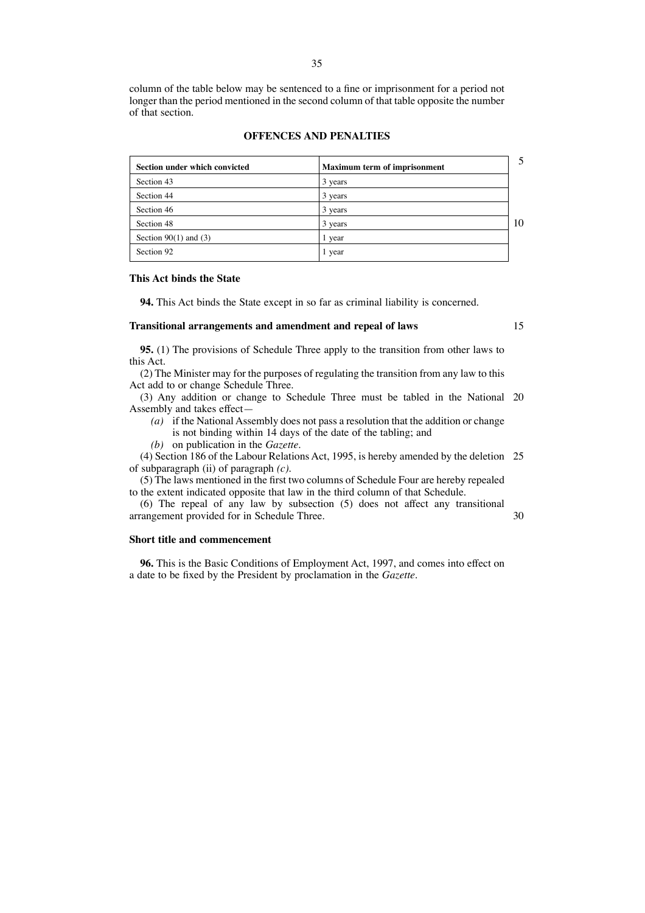column of the table below may be sentenced to a fine or imprisonment for a period not longer than the period mentioned in the second column of that table opposite the number of that section.

**OFFENCES AND PENALTIES**

| Section under which convicted | Maximum term of imprisonment |
|---|---|
| Section 43 | 3 years |
| Section 44 | 3 years |
| Section 46 | 3 years |
| Section 48 | 3 years |
| Section 90(1) and (3) | 1 year |
| Section 92 | 1 year |

**This Act binds the State**

**94.** This Act binds the State except in so far as criminal liability is concerned.

**Transitional arrangements and amendment and repeal of laws**

**95.** (1) The provisions of Schedule Three apply to the transition from other laws to this Act.

(2) The Minister may for the purposes of regulating the transition from any law to this Act add to or change Schedule Three.

(3) Any addition or change to Schedule Three must be tabled in the National Assembly and takes effect—

*(a)* if the National Assembly does not pass a resolution that the addition or change is not binding within 14 days of the date of the tabling; and

*(b)* on publication in the *Gazette*.

(4) Section 186 of the Labour Relations Act, 1995, is hereby amended by the deletion of subparagraph (ii) of paragraph *(c)*.

(5) The laws mentioned in the first two columns of Schedule Four are hereby repealed to the extent indicated opposite that law in the third column of that Schedule.

(6) The repeal of any law by subsection (5) does not affect any transitional arrangement provided for in Schedule Three.

**Short title and commencement**

**96.** This is the Basic Conditions of Employment Act, 1997, and comes into effect on a date to be fixed by the President by proclamation in the *Gazette*.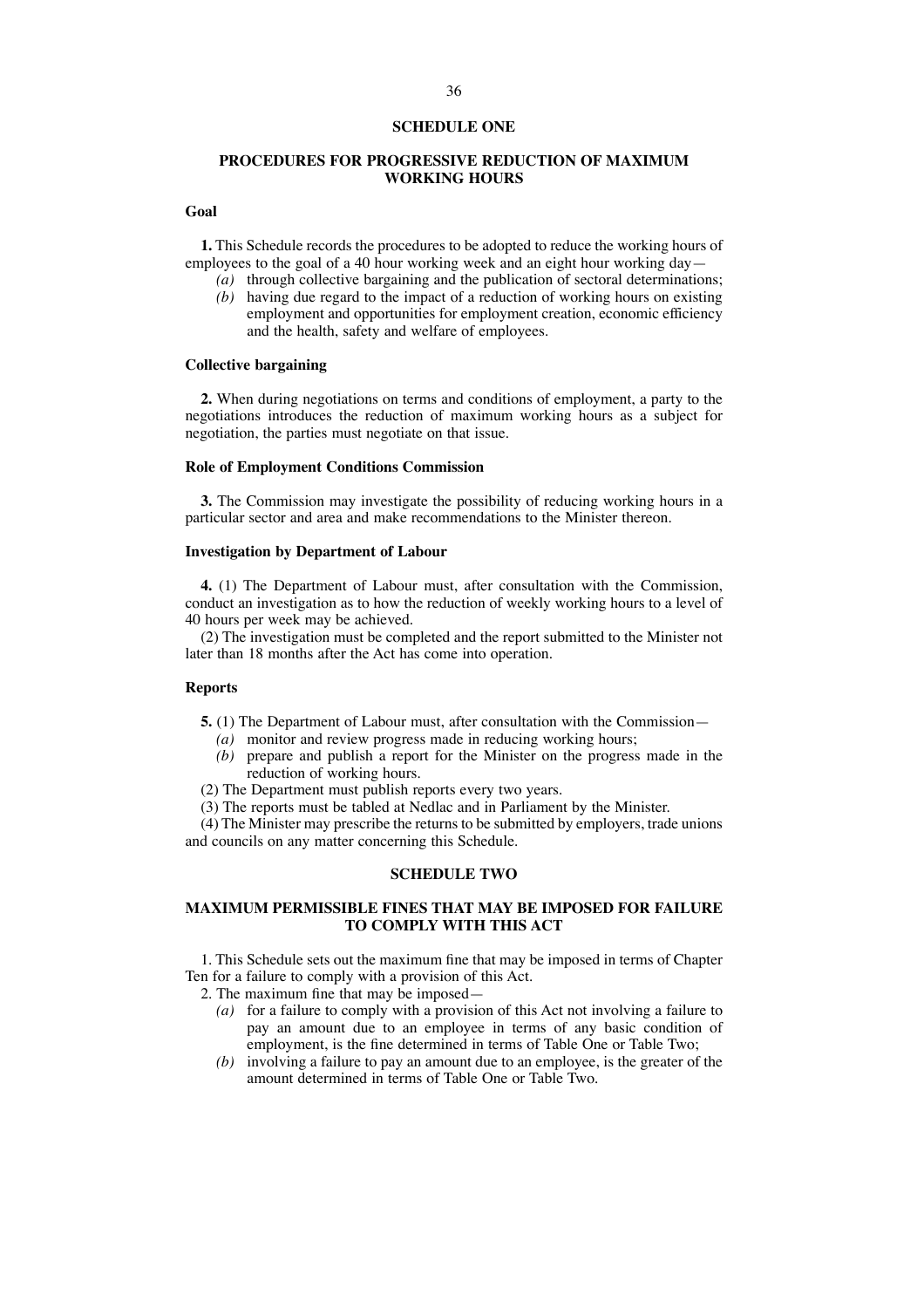## SCHEDULE ONE

## PROCEDURES FOR PROGRESSIVE REDUCTION OF MAXIMUM WORKING HOURS

### Goal

**1.** This Schedule records the procedures to be adopted to reduce the working hours of employees to the goal of a 40 hour working week and an eight hour working day—

- *(a)* through collective bargaining and the publication of sectoral determinations;
- *(b)* having due regard to the impact of a reduction of working hours on existing employment and opportunities for employment creation, economic efficiency and the health, safety and welfare of employees.

### Collective bargaining

**2.** When during negotiations on terms and conditions of employment, a party to the negotiations introduces the reduction of maximum working hours as a subject for negotiation, the parties must negotiate on that issue.

### Role of Employment Conditions Commission

**3.** The Commission may investigate the possibility of reducing working hours in a particular sector and area and make recommendations to the Minister thereon.

### Investigation by Department of Labour

**4.** (1) The Department of Labour must, after consultation with the Commission, conduct an investigation as to how the reduction of weekly working hours to a level of 40 hours per week may be achieved.

(2) The investigation must be completed and the report submitted to the Minister not later than 18 months after the Act has come into operation.

### Reports

**5.** (1) The Department of Labour must, after consultation with the Commission—

- *(a)* monitor and review progress made in reducing working hours;
- *(b)* prepare and publish a report for the Minister on the progress made in the reduction of working hours.

(2) The Department must publish reports every two years.

(3) The reports must be tabled at Nedlac and in Parliament by the Minister.

(4) The Minister may prescribe the returns to be submitted by employers, trade unions and councils on any matter concerning this Schedule.

## SCHEDULE TWO

## MAXIMUM PERMISSIBLE FINES THAT MAY BE IMPOSED FOR FAILURE TO COMPLY WITH THIS ACT

1. This Schedule sets out the maximum fine that may be imposed in terms of Chapter Ten for a failure to comply with a provision of this Act.

2. The maximum fine that may be imposed—

- *(a)* for a failure to comply with a provision of this Act not involving a failure to pay an amount due to an employee in terms of any basic condition of employment, is the fine determined in terms of Table One or Table Two;
- *(b)* involving a failure to pay an amount due to an employee, is the greater of the amount determined in terms of Table One or Table Two.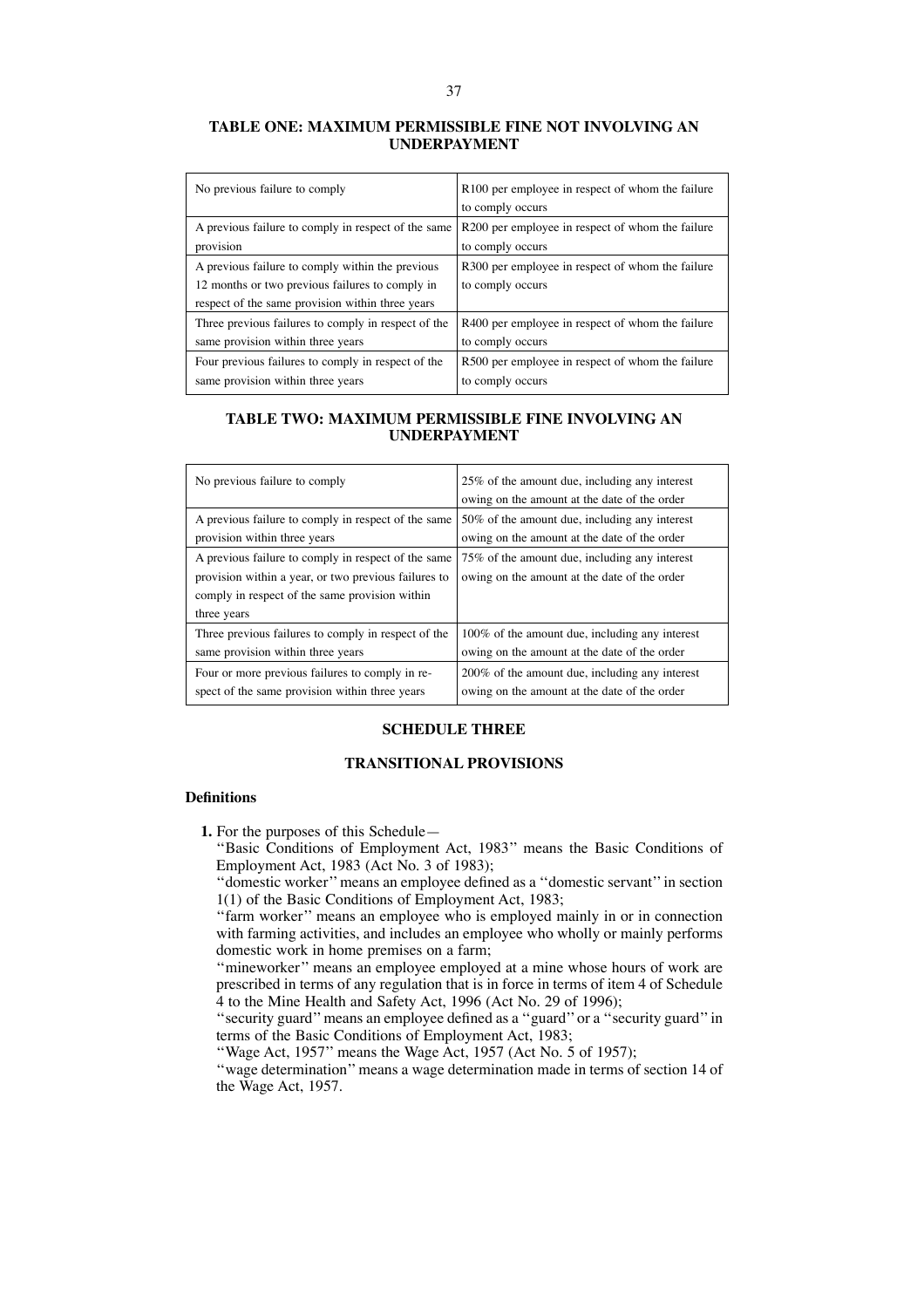## TABLE ONE: MAXIMUM PERMISSIBLE FINE NOT INVOLVING AN UNDERPAYMENT

| | |
|---|---|
| No previous failure to comply | R100 per employee in respect of whom the failure to comply occurs |
| A previous failure to comply in respect of the same provision | R200 per employee in respect of whom the failure to comply occurs |
| A previous failure to comply within the previous 12 months or two previous failures to comply in respect of the same provision within three years | R300 per employee in respect of whom the failure to comply occurs |
| Three previous failures to comply in respect of the same provision within three years | R400 per employee in respect of whom the failure to comply occurs |
| Four previous failures to comply in respect of the same provision within three years | R500 per employee in respect of whom the failure to comply occurs |

## TABLE TWO: MAXIMUM PERMISSIBLE FINE INVOLVING AN UNDERPAYMENT

| | |
|---|---|
| No previous failure to comply | 25% of the amount due, including any interest owing on the amount at the date of the order |
| A previous failure to comply in respect of the same provision within three years | 50% of the amount due, including any interest owing on the amount at the date of the order |
| A previous failure to comply in respect of the same provision within a year, or two previous failures to comply in respect of the same provision within three years | 75% of the amount due, including any interest owing on the amount at the date of the order |
| Three previous failures to comply in respect of the same provision within three years | 100% of the amount due, including any interest owing on the amount at the date of the order |
| Four or more previous failures to comply in respect of the same provision within three years | 200% of the amount due, including any interest owing on the amount at the date of the order |

## SCHEDULE THREE

## TRANSITIONAL PROVISIONS

### Definitions

**1.** For the purposes of this Schedule—

''Basic Conditions of Employment Act, 1983'' means the Basic Conditions of Employment Act, 1983 (Act No. 3 of 1983);

''domestic worker'' means an employee defined as a ''domestic servant'' in section 1(1) of the Basic Conditions of Employment Act, 1983;

''farm worker'' means an employee who is employed mainly in or in connection with farming activities, and includes an employee who wholly or mainly performs domestic work in home premises on a farm;

''mineworker'' means an employee employed at a mine whose hours of work are prescribed in terms of any regulation that is in force in terms of item 4 of Schedule 4 to the Mine Health and Safety Act, 1996 (Act No. 29 of 1996);

''security guard'' means an employee defined as a ''guard'' or a ''security guard'' in terms of the Basic Conditions of Employment Act, 1983;

''Wage Act, 1957'' means the Wage Act, 1957 (Act No. 5 of 1957);

''wage determination'' means a wage determination made in terms of section 14 of the Wage Act, 1957.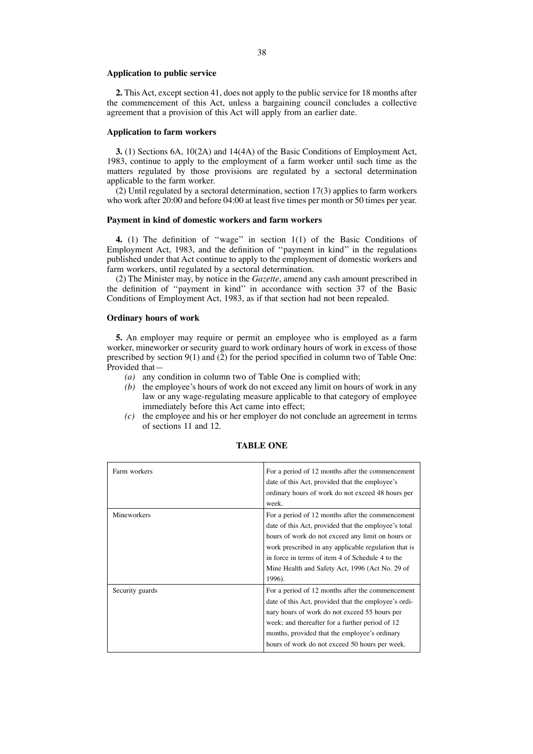**Application to public service**

**2.** This Act, except section 41, does not apply to the public service for 18 months after the commencement of this Act, unless a bargaining council concludes a collective agreement that a provision of this Act will apply from an earlier date.

**Application to farm workers**

**3.** (1) Sections 6A, 10(2A) and 14(4A) of the Basic Conditions of Employment Act, 1983, continue to apply to the employment of a farm worker until such time as the matters regulated by those provisions are regulated by a sectoral determination applicable to the farm worker.

(2) Until regulated by a sectoral determination, section 17(3) applies to farm workers who work after 20:00 and before 04:00 at least five times per month or 50 times per year.

**Payment in kind of domestic workers and farm workers**

**4.** (1) The definition of ''wage'' in section 1(1) of the Basic Conditions of Employment Act, 1983, and the definition of ''payment in kind'' in the regulations published under that Act continue to apply to the employment of domestic workers and farm workers, until regulated by a sectoral determination.

(2) The Minister may, by notice in the *Gazette*, amend any cash amount prescribed in the definition of ''payment in kind'' in accordance with section 37 of the Basic Conditions of Employment Act, 1983, as if that section had not been repealed.

**Ordinary hours of work**

**5.** An employer may require or permit an employee who is employed as a farm worker, mineworker or security guard to work ordinary hours of work in excess of those prescribed by section 9(1) and (2) for the period specified in column two of Table One: Provided that—

*(a)* any condition in column two of Table One is complied with;

*(b)* the employee's hours of work do not exceed any limit on hours of work in any law or any wage-regulating measure applicable to that category of employee immediately before this Act came into effect;

*(c)* the employee and his or her employer do not conclude an agreement in terms of sections 11 and 12.

**TABLE ONE**

| | |
|---|---|
| Farm workers | For a period of 12 months after the commencement date of this Act, provided that the employee's ordinary hours of work do not exceed 48 hours per week. |
| Mineworkers | For a period of 12 months after the commencement date of this Act, provided that the employee's total hours of work do not exceed any limit on hours or work prescribed in any applicable regulation that is in force in terms of item 4 of Schedule 4 to the Mine Health and Safety Act, 1996 (Act No. 29 of 1996). |
| Security guards | For a period of 12 months after the commencement date of this Act, provided that the employee's ordinary hours of work do not exceed 55 hours per week; and thereafter for a further period of 12 months, provided that the employee's ordinary hours of work do not exceed 50 hours per week. |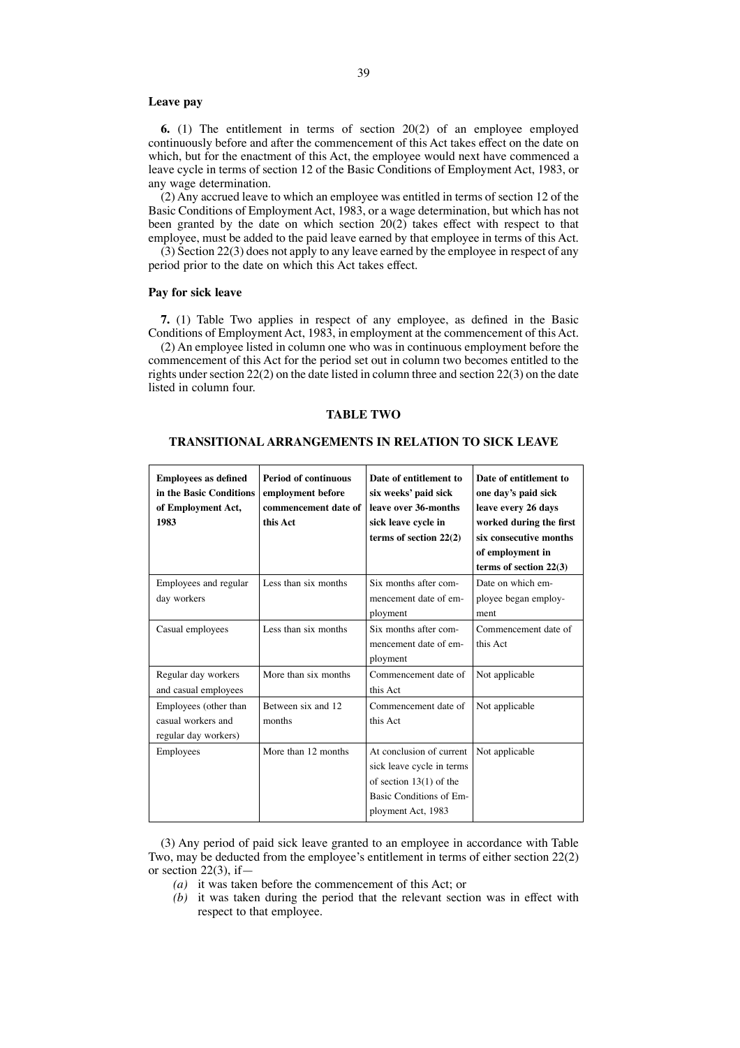### Leave pay

**6.** (1) The entitlement in terms of section 20(2) of an employee employed continuously before and after the commencement of this Act takes effect on the date on which, but for the enactment of this Act, the employee would next have commenced a leave cycle in terms of section 12 of the Basic Conditions of Employment Act, 1983, or any wage determination.

(2) Any accrued leave to which an employee was entitled in terms of section 12 of the Basic Conditions of Employment Act, 1983, or a wage determination, but which has not been granted by the date on which section 20(2) takes effect with respect to that employee, must be added to the paid leave earned by that employee in terms of this Act.

(3) Section 22(3) does not apply to any leave earned by the employee in respect of any period prior to the date on which this Act takes effect.

### Pay for sick leave

**7.** (1) Table Two applies in respect of any employee, as defined in the Basic Conditions of Employment Act, 1983, in employment at the commencement of this Act.

(2) An employee listed in column one who was in continuous employment before the commencement of this Act for the period set out in column two becomes entitled to the rights under section 22(2) on the date listed in column three and section 22(3) on the date listed in column four.

**TABLE TWO**

**TRANSITIONAL ARRANGEMENTS IN RELATION TO SICK LEAVE**

| **Employees as defined in the Basic Conditions of Employment Act, 1983** | **Period of continuous employment before commencement date of this Act** | **Date of entitlement to six weeks' paid sick leave over 36-months sick leave cycle in terms of section 22(2)** | **Date of entitlement to one day's paid sick leave every 26 days worked during the first six consecutive months of employment in terms of section 22(3)** |
|---|---|---|---|
| Employees and regular day workers | Less than six months | Six months after commencement date of employment | Date on which employee began employment |
| Casual employees | Less than six months | Six months after commencement date of employment | Commencement date of this Act |
| Regular day workers and casual employees | More than six months | Commencement date of this Act | Not applicable |
| Employees (other than casual workers and regular day workers) | Between six and 12 months | Commencement date of this Act | Not applicable |
| Employees | More than 12 months | At conclusion of current sick leave cycle in terms of section 13(1) of the Basic Conditions of Employment Act, 1983 | Not applicable |

(3) Any period of paid sick leave granted to an employee in accordance with Table Two, may be deducted from the employee's entitlement in terms of either section 22(2) or section 22(3), if—

*(a)* it was taken before the commencement of this Act; or

*(b)* it was taken during the period that the relevant section was in effect with respect to that employee.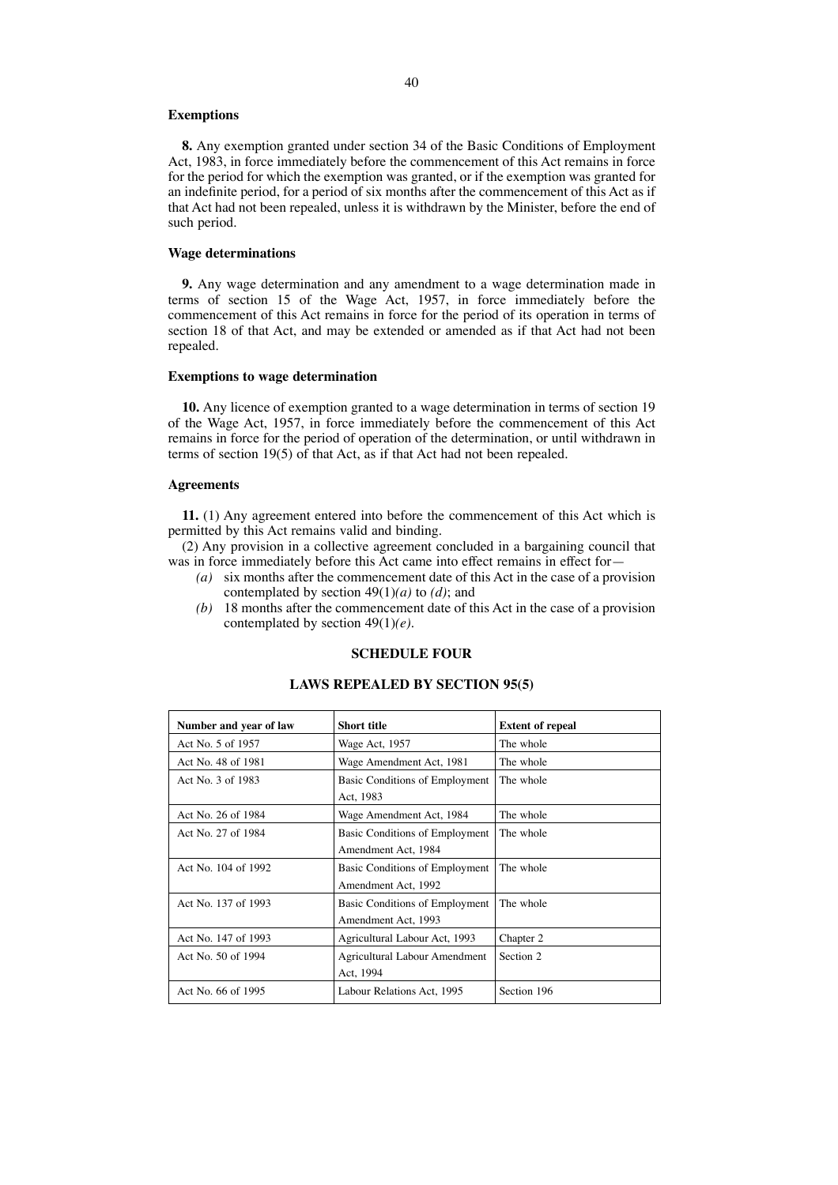### Exemptions

**8.** Any exemption granted under section 34 of the Basic Conditions of Employment Act, 1983, in force immediately before the commencement of this Act remains in force for the period for which the exemption was granted, or if the exemption was granted for an indefinite period, for a period of six months after the commencement of this Act as if that Act had not been repealed, unless it is withdrawn by the Minister, before the end of such period.

### Wage determinations

**9.** Any wage determination and any amendment to a wage determination made in terms of section 15 of the Wage Act, 1957, in force immediately before the commencement of this Act remains in force for the period of its operation in terms of section 18 of that Act, and may be extended or amended as if that Act had not been repealed.

### Exemptions to wage determination

**10.** Any licence of exemption granted to a wage determination in terms of section 19 of the Wage Act, 1957, in force immediately before the commencement of this Act remains in force for the period of operation of the determination, or until withdrawn in terms of section 19(5) of that Act, as if that Act had not been repealed.

### Agreements

**11.** (1) Any agreement entered into before the commencement of this Act which is permitted by this Act remains valid and binding.

(2) Any provision in a collective agreement concluded in a bargaining council that was in force immediately before this Act came into effect remains in effect for—

- *(a)* six months after the commencement date of this Act in the case of a provision contemplated by section 49(1)*(a)* to *(d)*; and
- *(b)* 18 months after the commencement date of this Act in the case of a provision contemplated by section 49(1)*(e)*.

## SCHEDULE FOUR

## LAWS REPEALED BY SECTION 95(5)

| Number and year of law | Short title | Extent of repeal |
|---|---|---|
| Act No. 5 of 1957 | Wage Act, 1957 | The whole |
| Act No. 48 of 1981 | Wage Amendment Act, 1981 | The whole |
| Act No. 3 of 1983 | Basic Conditions of Employment Act, 1983 | The whole |
| Act No. 26 of 1984 | Wage Amendment Act, 1984 | The whole |
| Act No. 27 of 1984 | Basic Conditions of Employment Amendment Act, 1984 | The whole |
| Act No. 104 of 1992 | Basic Conditions of Employment Amendment Act, 1992 | The whole |
| Act No. 137 of 1993 | Basic Conditions of Employment Amendment Act, 1993 | The whole |
| Act No. 147 of 1993 | Agricultural Labour Act, 1993 | Chapter 2 |
| Act No. 50 of 1994 | Agricultural Labour Amendment Act, 1994 | Section 2 |
| Act No. 66 of 1995 | Labour Relations Act, 1995 | Section 196 |